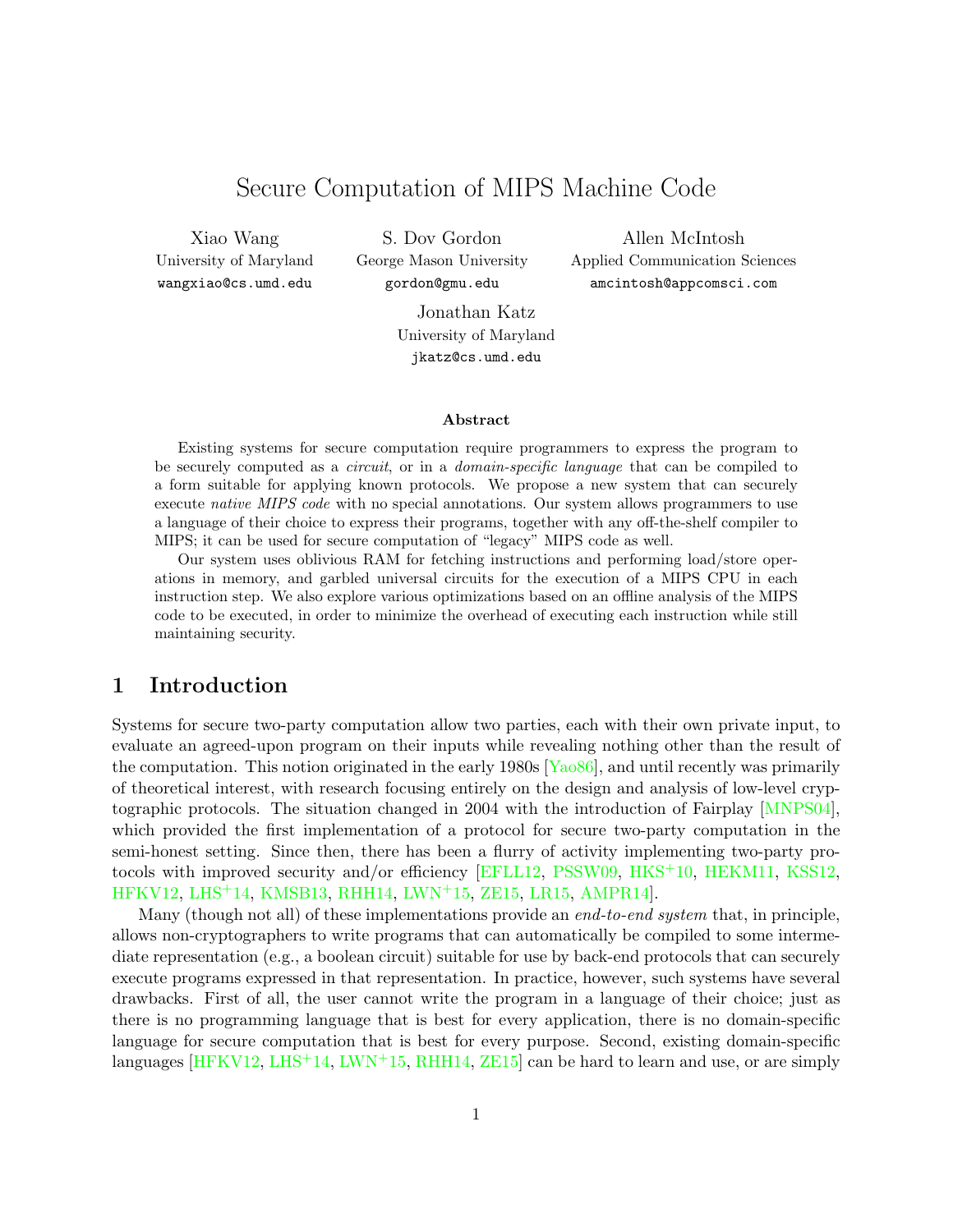# Secure Computation of MIPS Machine Code

Xiao Wang
University of Maryland
wangxiao@cs.umd.edu

S. Dov Gordon
George Mason University
gordon@gmu.edu

Allen McIntosh
Applied Communication Sciences
amcintosh@appcomsci.com

Jonathan Katz
University of Maryland
jkatz@cs.umd.edu

**Abstract**

Existing systems for secure computation require programmers to express the program to be securely computed as a *circuit*, or in a *domain-specific language* that can be compiled to a form suitable for applying known protocols. We propose a new system that can securely execute *native MIPS code* with no special annotations. Our system allows programmers to use a language of their choice to express their programs, together with any off-the-shelf compiler to MIPS; it can be used for secure computation of "legacy" MIPS code as well.

Our system uses oblivious RAM for fetching instructions and performing load/store operations in memory, and garbled universal circuits for the execution of a MIPS CPU in each instruction step. We also explore various optimizations based on an offline analysis of the MIPS code to be executed, in order to minimize the overhead of executing each instruction while still maintaining security.

## 1 Introduction

Systems for secure two-party computation allow two parties, each with their own private input, to evaluate an agreed-upon program on their inputs while revealing nothing other than the result of the computation. This notion originated in the early 1980s [Yao86], and until recently was primarily of theoretical interest, with research focusing entirely on the design and analysis of low-level cryptographic protocols. The situation changed in 2004 with the introduction of Fairplay [MNPS04], which provided the first implementation of a protocol for secure two-party computation in the semi-honest setting. Since then, there has been a flurry of activity implementing two-party protocols with improved security and/or efficiency [EFLL12, PSSW09, HKS+10, HEKM11, KSS12, HFKV12, LHS+14, KMSB13, RHH14, LWN+15, ZE15, LR15, AMPR14].

Many (though not all) of these implementations provide an *end-to-end system* that, in principle, allows non-cryptographers to write programs that can automatically be compiled to some intermediate representation (e.g., a boolean circuit) suitable for use by back-end protocols that can securely execute programs expressed in that representation. In practice, however, such systems have several drawbacks. First of all, the user cannot write the program in a language of their choice; just as there is no programming language that is best for every application, there is no domain-specific language for secure computation that is best for every purpose. Second, existing domain-specific languages [HFKV12, LHS+14, LWN+15, RHH14, ZE15] can be hard to learn and use, or are simply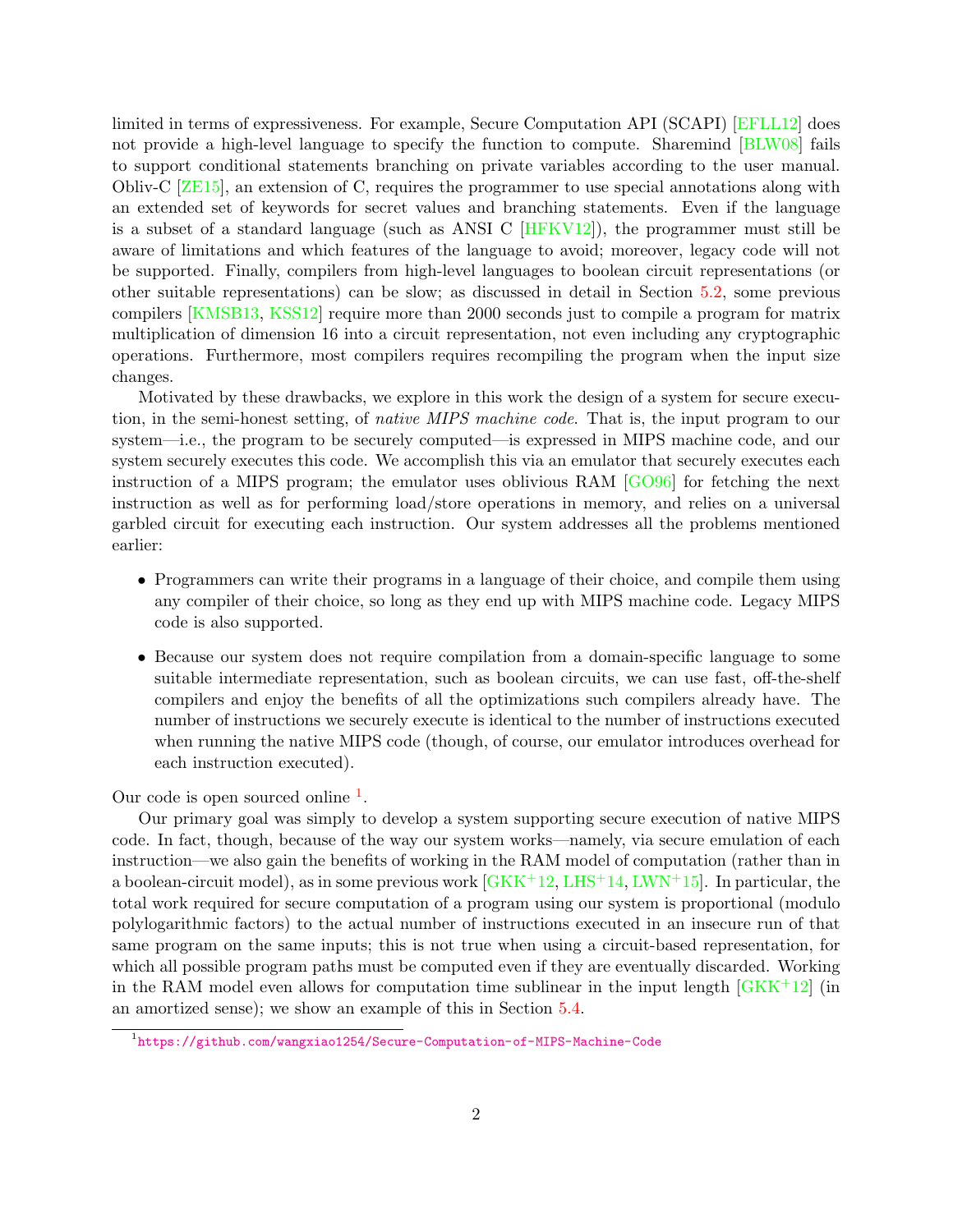limited in terms of expressiveness. For example, Secure Computation API (SCAPI) [EFLL12] does not provide a high-level language to specify the function to compute. Sharemind [BLW08] fails to support conditional statements branching on private variables according to the user manual. Obliv-C [ZE15], an extension of C, requires the programmer to use special annotations along with an extended set of keywords for secret values and branching statements. Even if the language is a subset of a standard language (such as ANSI C [HFKV12]), the programmer must still be aware of limitations and which features of the language to avoid; moreover, legacy code will not be supported. Finally, compilers from high-level languages to boolean circuit representations (or other suitable representations) can be slow; as discussed in detail in Section 5.2, some previous compilers [KMSB13, KSS12] require more than 2000 seconds just to compile a program for matrix multiplication of dimension 16 into a circuit representation, not even including any cryptographic operations. Furthermore, most compilers requires recompiling the program when the input size changes.

Motivated by these drawbacks, we explore in this work the design of a system for secure execution, in the semi-honest setting, of *native MIPS machine code*. That is, the input program to our system—i.e., the program to be securely computed—is expressed in MIPS machine code, and our system securely executes this code. We accomplish this via an emulator that securely executes each instruction of a MIPS program; the emulator uses oblivious RAM [GO96] for fetching the next instruction as well as for performing load/store operations in memory, and relies on a universal garbled circuit for executing each instruction. Our system addresses all the problems mentioned earlier:

- Programmers can write their programs in a language of their choice, and compile them using any compiler of their choice, so long as they end up with MIPS machine code. Legacy MIPS code is also supported.
- Because our system does not require compilation from a domain-specific language to some suitable intermediate representation, such as boolean circuits, we can use fast, off-the-shelf compilers and enjoy the benefits of all the optimizations such compilers already have. The number of instructions we securely execute is identical to the number of instructions executed when running the native MIPS code (though, of course, our emulator introduces overhead for each instruction executed).

Our code is open sourced online [1].

Our primary goal was simply to develop a system supporting secure execution of native MIPS code. In fact, though, because of the way our system works—namely, via secure emulation of each instruction—we also gain the benefits of working in the RAM model of computation (rather than in a boolean-circuit model), as in some previous work [GKK+12, LHS+14, LWN+15]. In particular, the total work required for secure computation of a program using our system is proportional (modulo polylogarithmic factors) to the actual number of instructions executed in an insecure run of that same program on the same inputs; this is not true when using a circuit-based representation, for which all possible program paths must be computed even if they are eventually discarded. Working in the RAM model even allows for computation time sublinear in the input length [GKK+12] (in an amortized sense); we show an example of this in Section 5.4.

[1] https://github.com/wangxiao1254/Secure-Computation-of-MIPS-Machine-Code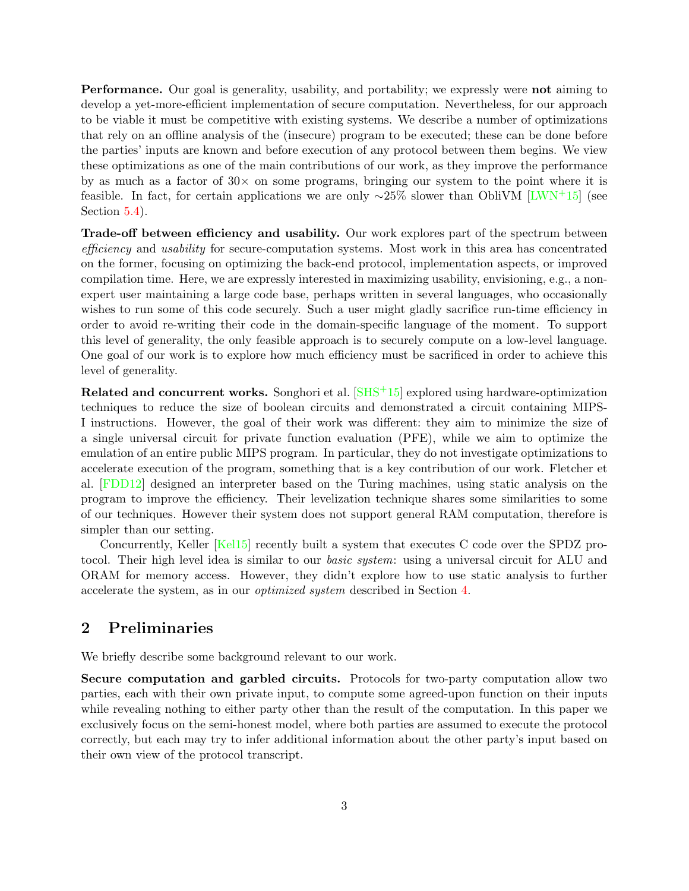**Performance.** Our goal is generality, usability, and portability; we expressly were **not** aiming to develop a yet-more-efficient implementation of secure computation. Nevertheless, for our approach to be viable it must be competitive with existing systems. We describe a number of optimizations that rely on an offline analysis of the (insecure) program to be executed; these can be done before the parties' inputs are known and before execution of any protocol between them begins. We view these optimizations as one of the main contributions of our work, as they improve the performance by as much as a factor of $30\times$ on some programs, bringing our system to the point where it is feasible. In fact, for certain applications we are only $\sim$25% slower than ObliVM [LWN+15] (see Section 5.4).

**Trade-off between efficiency and usability.** Our work explores part of the spectrum between *efficiency* and *usability* for secure-computation systems. Most work in this area has concentrated on the former, focusing on optimizing the back-end protocol, implementation aspects, or improved compilation time. Here, we are expressly interested in maximizing usability, envisioning, e.g., a non-expert user maintaining a large code base, perhaps written in several languages, who occasionally wishes to run some of this code securely. Such a user might gladly sacrifice run-time efficiency in order to avoid re-writing their code in the domain-specific language of the moment. To support this level of generality, the only feasible approach is to securely compute on a low-level language. One goal of our work is to explore how much efficiency must be sacrificed in order to achieve this level of generality.

**Related and concurrent works.** Songhori et al. [SHS+15] explored using hardware-optimization techniques to reduce the size of boolean circuits and demonstrated a circuit containing MIPS-I instructions. However, the goal of their work was different: they aim to minimize the size of a single universal circuit for private function evaluation (PFE), while we aim to optimize the emulation of an entire public MIPS program. In particular, they do not investigate optimizations to accelerate execution of the program, something that is a key contribution of our work. Fletcher et al. [FDD12] designed an interpreter based on the Turing machines, using static analysis on the program to improve the efficiency. Their levelization technique shares some similarities to some of our techniques. However their system does not support general RAM computation, therefore is simpler than our setting.

Concurrently, Keller [Kel15] recently built a system that executes C code over the SPDZ protocol. Their high level idea is similar to our *basic system*: using a universal circuit for ALU and ORAM for memory access. However, they didn't explore how to use static analysis to further accelerate the system, as in our *optimized system* described in Section 4.

## 2 Preliminaries

We briefly describe some background relevant to our work.

**Secure computation and garbled circuits.** Protocols for two-party computation allow two parties, each with their own private input, to compute some agreed-upon function on their inputs while revealing nothing to either party other than the result of the computation. In this paper we exclusively focus on the semi-honest model, where both parties are assumed to execute the protocol correctly, but each may try to infer additional information about the other party's input based on their own view of the protocol transcript.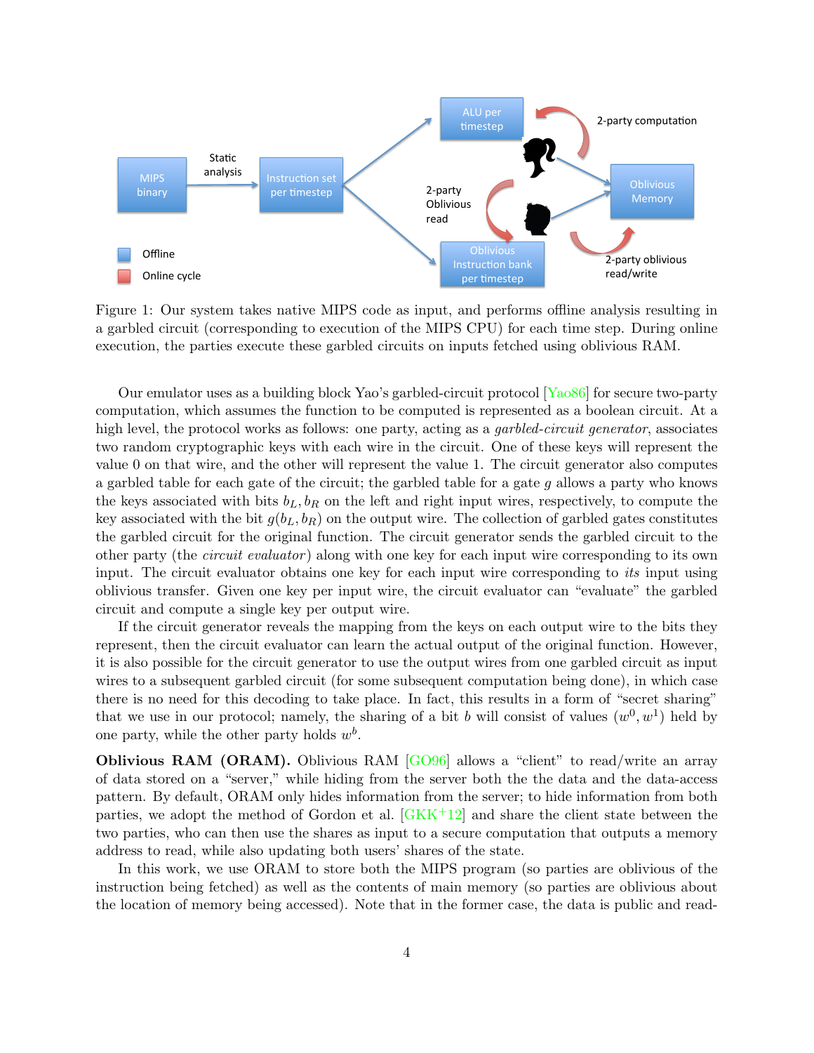MIPS binary

Static analysis

Instruction set per timestep

ALU per timestep

2-party computation

2-party Oblivious read

Oblivious Memory

Oblivious Instruction bank per timestep

2-party oblivious read/write

Offline

Online cycle

Figure 1: Our system takes native MIPS code as input, and performs offline analysis resulting in a garbled circuit (corresponding to execution of the MIPS CPU) for each time step. During online execution, the parties execute these garbled circuits on inputs fetched using oblivious RAM.

Our emulator uses as a building block Yao's garbled-circuit protocol [Yao86] for secure two-party computation, which assumes the function to be computed is represented as a boolean circuit. At a high level, the protocol works as follows: one party, acting as a *garbled-circuit generator*, associates two random cryptographic keys with each wire in the circuit. One of these keys will represent the value 0 on that wire, and the other will represent the value 1. The circuit generator also computes a garbled table for each gate of the circuit; the garbled table for a gate $g$ allows a party who knows the keys associated with bits $b_L, b_R$ on the left and right input wires, respectively, to compute the key associated with the bit $g(b_L, b_R)$ on the output wire. The collection of garbled gates constitutes the garbled circuit for the original function. The circuit generator sends the garbled circuit to the other party (the *circuit evaluator*) along with one key for each input wire corresponding to its own input. The circuit evaluator obtains one key for each input wire corresponding to *its* input using oblivious transfer. Given one key per input wire, the circuit evaluator can "evaluate" the garbled circuit and compute a single key per output wire.

If the circuit generator reveals the mapping from the keys on each output wire to the bits they represent, then the circuit evaluator can learn the actual output of the original function. However, it is also possible for the circuit generator to use the output wires from one garbled circuit as input wires to a subsequent garbled circuit (for some subsequent computation being done), in which case there is no need for this decoding to take place. In fact, this results in a form of "secret sharing" that we use in our protocol; namely, the sharing of a bit $b$ will consist of values $(w^0, w^1)$ held by one party, while the other party holds $w^b$.

**Oblivious RAM (ORAM).** Oblivious RAM [GO96] allows a "client" to read/write an array of data stored on a "server," while hiding from the server both the the data and the data-access pattern. By default, ORAM only hides information from the server; to hide information from both parties, we adopt the method of Gordon et al. [GKK+12] and share the client state between the two parties, who can then use the shares as input to a secure computation that outputs a memory address to read, while also updating both users' shares of the state.

In this work, we use ORAM to store both the MIPS program (so parties are oblivious of the instruction being fetched) as well as the contents of main memory (so parties are oblivious about the location of memory being accessed). Note that in the former case, the data is public and read-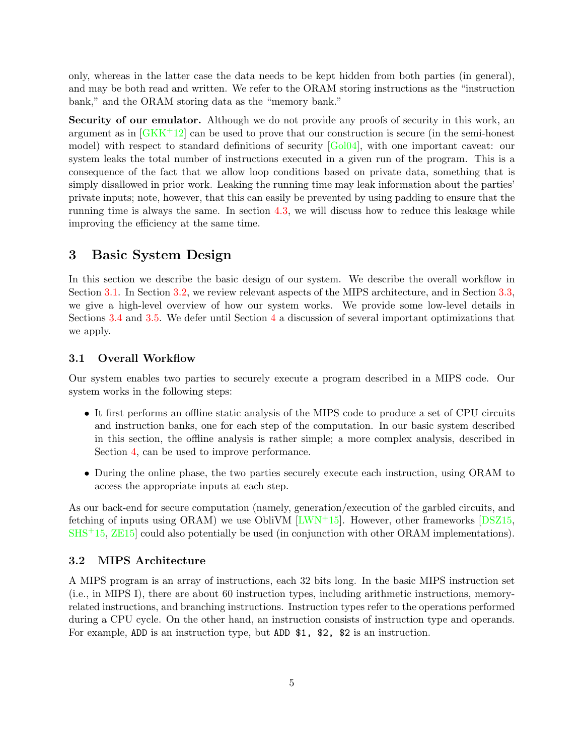only, whereas in the latter case the data needs to be kept hidden from both parties (in general), and may be both read and written. We refer to the ORAM storing instructions as the "instruction bank," and the ORAM storing data as the "memory bank."

**Security of our emulator.** Although we do not provide any proofs of security in this work, an argument as in [GKK+12] can be used to prove that our construction is secure (in the semi-honest model) with respect to standard definitions of security [Gol04], with one important caveat: our system leaks the total number of instructions executed in a given run of the program. This is a consequence of the fact that we allow loop conditions based on private data, something that is simply disallowed in prior work. Leaking the running time may leak information about the parties' private inputs; note, however, that this can easily be prevented by using padding to ensure that the running time is always the same. In section 4.3, we will discuss how to reduce this leakage while improving the efficiency at the same time.

## 3 Basic System Design

In this section we describe the basic design of our system. We describe the overall workflow in Section 3.1. In Section 3.2, we review relevant aspects of the MIPS architecture, and in Section 3.3, we give a high-level overview of how our system works. We provide some low-level details in Sections 3.4 and 3.5. We defer until Section 4 a discussion of several important optimizations that we apply.

### 3.1 Overall Workflow

Our system enables two parties to securely execute a program described in a MIPS code. Our system works in the following steps:

- It first performs an offline static analysis of the MIPS code to produce a set of CPU circuits and instruction banks, one for each step of the computation. In our basic system described in this section, the offline analysis is rather simple; a more complex analysis, described in Section 4, can be used to improve performance.
- During the online phase, the two parties securely execute each instruction, using ORAM to access the appropriate inputs at each step.

As our back-end for secure computation (namely, generation/execution of the garbled circuits, and fetching of inputs using ORAM) we use ObliVM [LWN+15]. However, other frameworks [DSZ15, SHS+15, ZE15] could also potentially be used (in conjunction with other ORAM implementations).

### 3.2 MIPS Architecture

A MIPS program is an array of instructions, each 32 bits long. In the basic MIPS instruction set (i.e., in MIPS I), there are about 60 instruction types, including arithmetic instructions, memory-related instructions, and branching instructions. Instruction types refer to the operations performed during a CPU cycle. On the other hand, an instruction consists of instruction type and operands. For example, `ADD` is an instruction type, but `ADD $1, $2, $2` is an instruction.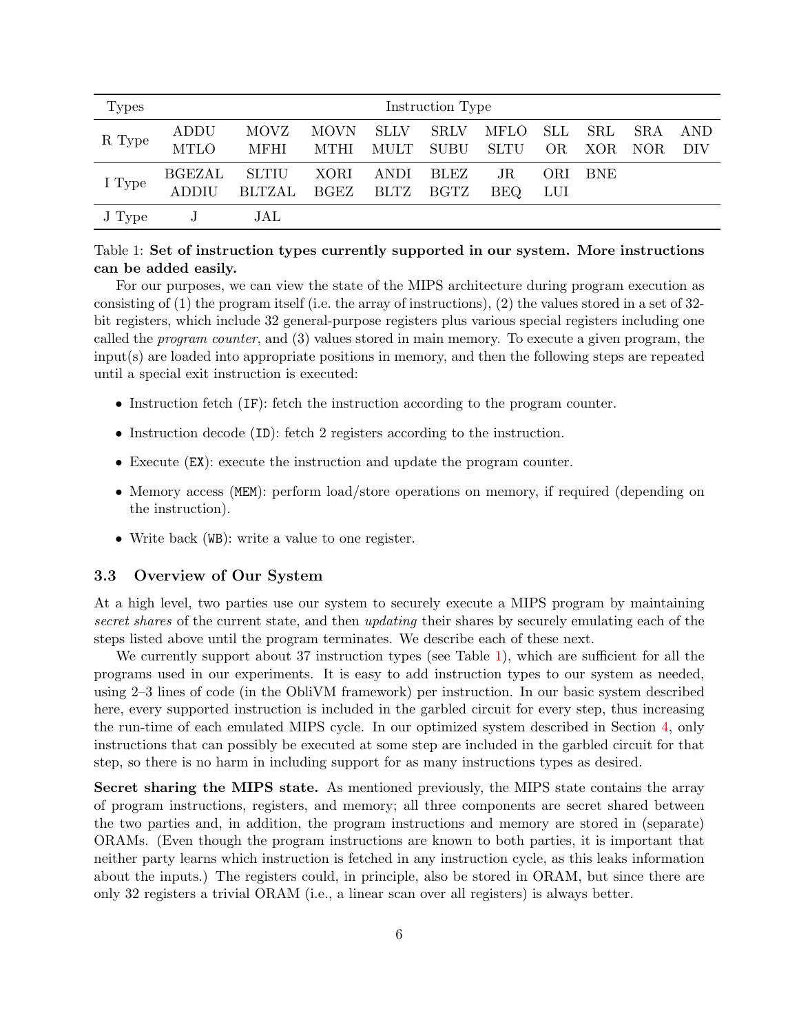| Types | Instruction Type | | | | | | | | | |
|---|---|---|---|---|---|---|---|---|---|---|
| R Type | ADDU MTLO | MOVZ MFHI | MOVN MTHI | SLLV MULT | SRLV SUBU | MFLO SLTU | SLL OR | SRL XOR | SRA NOR | AND DIV |
| I Type | BGEZAL ADDIU | SLTIU BLTZAL | XORI BGEZ | ANDI BLTZ | BLEZ BGTZ | JR BEQ | ORI LUI | BNE | | |
| J Type | J | JAL | | | | | | | | |

Table 1: **Set of instruction types currently supported in our system. More instructions can be added easily.**

For our purposes, we can view the state of the MIPS architecture during program execution as consisting of (1) the program itself (i.e. the array of instructions), (2) the values stored in a set of 32-bit registers, which include 32 general-purpose registers plus various special registers including one called the *program counter*, and (3) values stored in main memory. To execute a given program, the input(s) are loaded into appropriate positions in memory, and then the following steps are repeated until a special exit instruction is executed:

- Instruction fetch (`IF`): fetch the instruction according to the program counter.
- Instruction decode (`ID`): fetch 2 registers according to the instruction.
- Execute (`EX`): execute the instruction and update the program counter.
- Memory access (`MEM`): perform load/store operations on memory, if required (depending on the instruction).
- Write back (`WB`): write a value to one register.

### 3.3 Overview of Our System

At a high level, two parties use our system to securely execute a MIPS program by maintaining *secret shares* of the current state, and then *updating* their shares by securely emulating each of the steps listed above until the program terminates. We describe each of these next.

We currently support about 37 instruction types (see Table 1), which are sufficient for all the programs used in our experiments. It is easy to add instruction types to our system as needed, using 2–3 lines of code (in the ObliVM framework) per instruction. In our basic system described here, every supported instruction is included in the garbled circuit for every step, thus increasing the run-time of each emulated MIPS cycle. In our optimized system described in Section 4, only instructions that can possibly be executed at some step are included in the garbled circuit for that step, so there is no harm in including support for as many instructions types as desired.

**Secret sharing the MIPS state.** As mentioned previously, the MIPS state contains the array of program instructions, registers, and memory; all three components are secret shared between the two parties and, in addition, the program instructions and memory are stored in (separate) ORAMs. (Even though the program instructions are known to both parties, it is important that neither party learns which instruction is fetched in any instruction cycle, as this leaks information about the inputs.) The registers could, in principle, also be stored in ORAM, but since there are only 32 registers a trivial ORAM (i.e., a linear scan over all registers) is always better.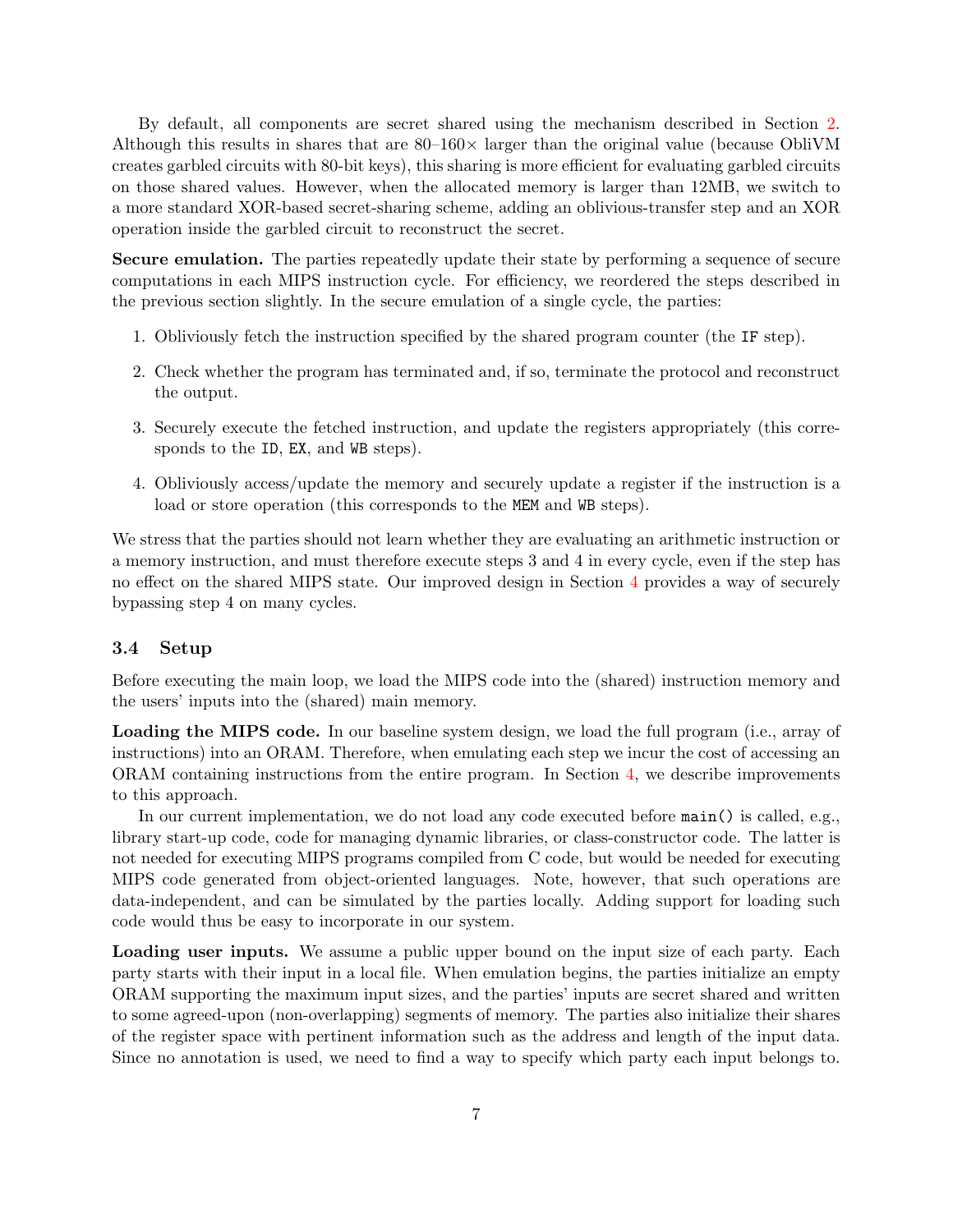By default, all components are secret shared using the mechanism described in Section 2. Although this results in shares that are 80–160× larger than the original value (because ObliVM creates garbled circuits with 80-bit keys), this sharing is more efficient for evaluating garbled circuits on those shared values. However, when the allocated memory is larger than 12MB, we switch to a more standard XOR-based secret-sharing scheme, adding an oblivious-transfer step and an XOR operation inside the garbled circuit to reconstruct the secret.

**Secure emulation.** The parties repeatedly update their state by performing a sequence of secure computations in each MIPS instruction cycle. For efficiency, we reordered the steps described in the previous section slightly. In the secure emulation of a single cycle, the parties:

1. Obliviously fetch the instruction specified by the shared program counter (the `IF` step).
2. Check whether the program has terminated and, if so, terminate the protocol and reconstruct the output.
3. Securely execute the fetched instruction, and update the registers appropriately (this corresponds to the `ID`, `EX`, and `WB` steps).
4. Obliviously access/update the memory and securely update a register if the instruction is a load or store operation (this corresponds to the `MEM` and `WB` steps).

We stress that the parties should not learn whether they are evaluating an arithmetic instruction or a memory instruction, and must therefore execute steps 3 and 4 in every cycle, even if the step has no effect on the shared MIPS state. Our improved design in Section 4 provides a way of securely bypassing step 4 on many cycles.

### 3.4 Setup

Before executing the main loop, we load the MIPS code into the (shared) instruction memory and the users' inputs into the (shared) main memory.

**Loading the MIPS code.** In our baseline system design, we load the full program (i.e., array of instructions) into an ORAM. Therefore, when emulating each step we incur the cost of accessing an ORAM containing instructions from the entire program. In Section 4, we describe improvements to this approach.

In our current implementation, we do not load any code executed before `main()` is called, e.g., library start-up code, code for managing dynamic libraries, or class-constructor code. The latter is not needed for executing MIPS programs compiled from C code, but would be needed for executing MIPS code generated from object-oriented languages. Note, however, that such operations are data-independent, and can be simulated by the parties locally. Adding support for loading such code would thus be easy to incorporate in our system.

**Loading user inputs.** We assume a public upper bound on the input size of each party. Each party starts with their input in a local file. When emulation begins, the parties initialize an empty ORAM supporting the maximum input sizes, and the parties' inputs are secret shared and written to some agreed-upon (non-overlapping) segments of memory. The parties also initialize their shares of the register space with pertinent information such as the address and length of the input data. Since no annotation is used, we need to find a way to specify which party each input belongs to.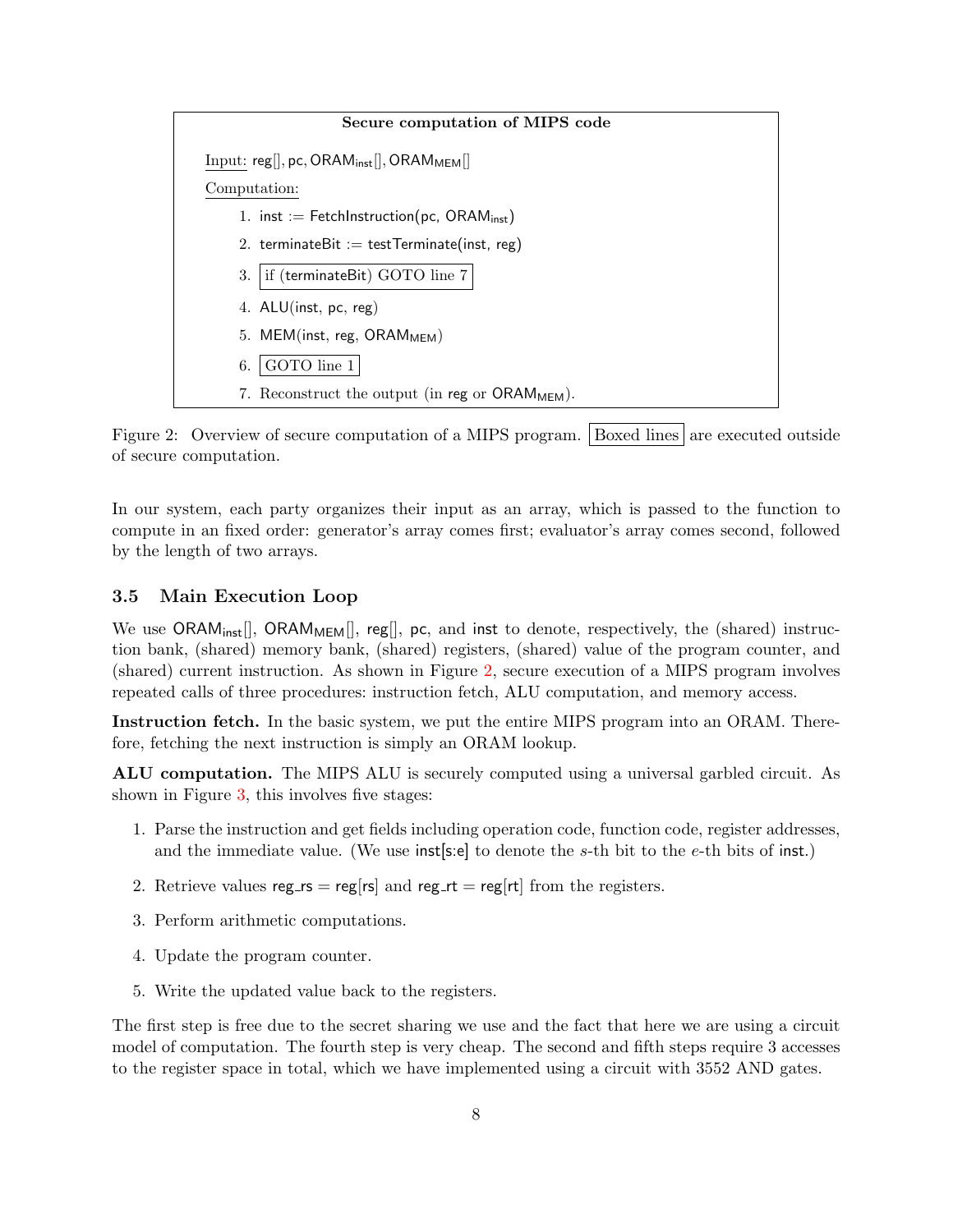**Secure computation of MIPS code**

Input: reg[], pc, $\mathsf{ORAM}_{\mathsf{inst}}$[], $\mathsf{ORAM}_{\mathsf{MEM}}$[]

Computation:

1. inst := FetchInstruction(pc, $\mathsf{ORAM}_{\mathsf{inst}}$)
2. terminateBit := testTerminate(inst, reg)
3. if (terminateBit) GOTO line 7
4. ALU(inst, pc, reg)
5. MEM(inst, reg, $\mathsf{ORAM}_{\mathsf{MEM}}$)
6. GOTO line 1
7. Reconstruct the output (in reg or $\mathsf{ORAM}_{\mathsf{MEM}}$).

Figure 2: Overview of secure computation of a MIPS program. Boxed lines are executed outside of secure computation.

In our system, each party organizes their input as an array, which is passed to the function to compute in an fixed order: generator's array comes first; evaluator's array comes second, followed by the length of two arrays.

### 3.5 Main Execution Loop

We use $\mathsf{ORAM}_{\mathsf{inst}}$[], $\mathsf{ORAM}_{\mathsf{MEM}}$[], reg[], pc, and inst to denote, respectively, the (shared) instruction bank, (shared) memory bank, (shared) registers, (shared) value of the program counter, and (shared) current instruction. As shown in Figure 2, secure execution of a MIPS program involves repeated calls of three procedures: instruction fetch, ALU computation, and memory access.

**Instruction fetch.** In the basic system, we put the entire MIPS program into an ORAM. Therefore, fetching the next instruction is simply an ORAM lookup.

**ALU computation.** The MIPS ALU is securely computed using a universal garbled circuit. As shown in Figure 3, this involves five stages:

1. Parse the instruction and get fields including operation code, function code, register addresses, and the immediate value. (We use inst[s:e] to denote the $s$-th bit to the $e$-th bits of inst.)
2. Retrieve values reg_rs = reg[rs] and reg_rt = reg[rt] from the registers.
3. Perform arithmetic computations.
4. Update the program counter.
5. Write the updated value back to the registers.

The first step is free due to the secret sharing we use and the fact that here we are using a circuit model of computation. The fourth step is very cheap. The second and fifth steps require 3 accesses to the register space in total, which we have implemented using a circuit with 3552 AND gates.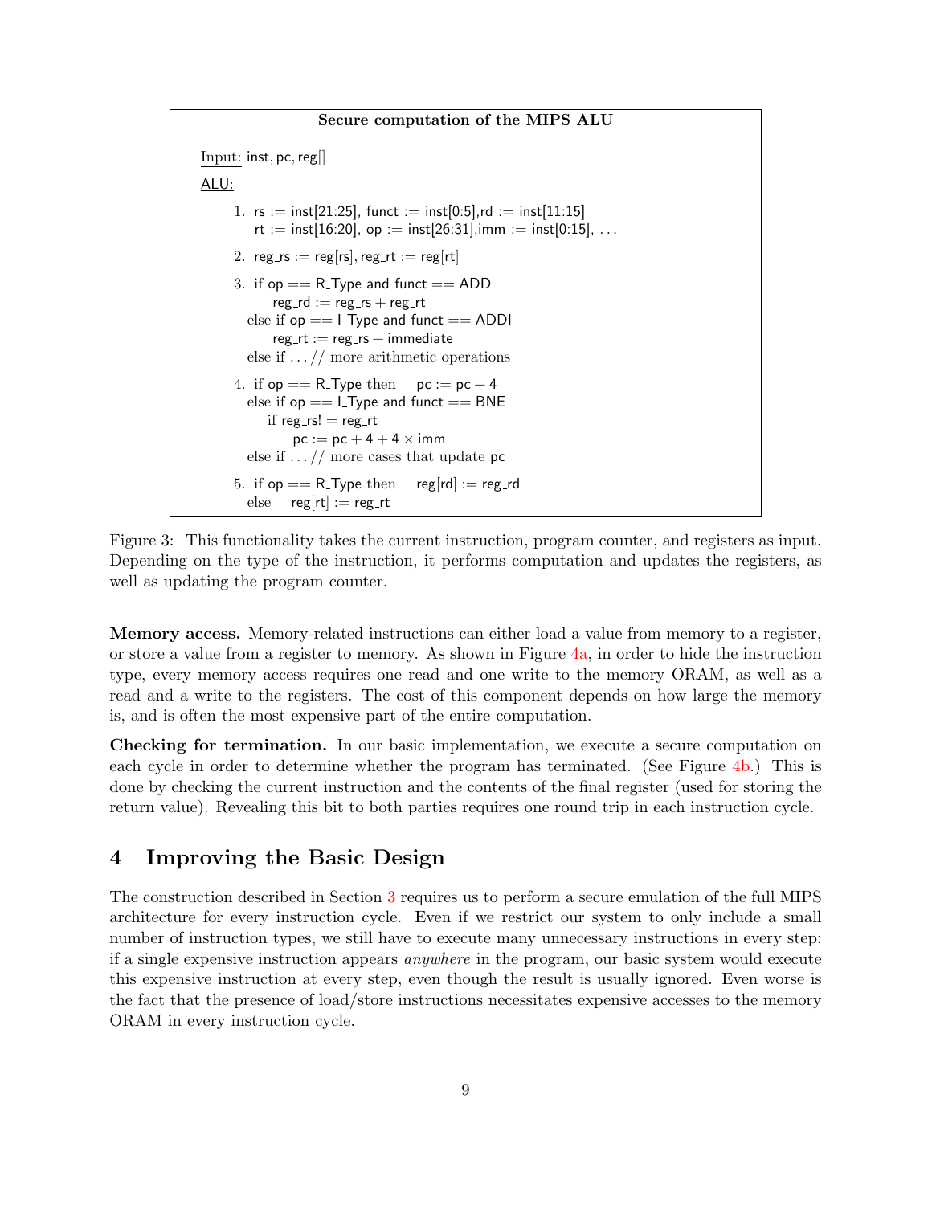**Secure computation of the MIPS ALU**

Input: inst, pc, reg[]

ALU:

```
1. rs := inst[21:25], funct := inst[0:5],rd := inst[11:15]
   rt := inst[16:20], op := inst[26:31],imm := inst[0:15], ...

2. reg_rs := reg[rs], reg_rt := reg[rt]

3. if op == R_Type and funct == ADD
       reg_rd := reg_rs + reg_rt
   else if op == I_Type and funct == ADDI
       reg_rt := reg_rs + immediate
   else if ... // more arithmetic operations

4. if op == R_Type then    pc := pc + 4
   else if op == I_Type and funct == BNE
      if reg_rs! = reg_rt
          pc := pc + 4 + 4 × imm
   else if ... // more cases that update pc

5. if op == R_Type then    reg[rd] := reg_rd
   else    reg[rt] := reg_rt
```

Figure 3: This functionality takes the current instruction, program counter, and registers as input. Depending on the type of the instruction, it performs computation and updates the registers, as well as updating the program counter.

**Memory access.** Memory-related instructions can either load a value from memory to a register, or store a value from a register to memory. As shown in Figure 4a, in order to hide the instruction type, every memory access requires one read and one write to the memory ORAM, as well as a read and a write to the registers. The cost of this component depends on how large the memory is, and is often the most expensive part of the entire computation.

**Checking for termination.** In our basic implementation, we execute a secure computation on each cycle in order to determine whether the program has terminated. (See Figure 4b.) This is done by checking the current instruction and the contents of the final register (used for storing the return value). Revealing this bit to both parties requires one round trip in each instruction cycle.

# 4 Improving the Basic Design

The construction described in Section 3 requires us to perform a secure emulation of the full MIPS architecture for every instruction cycle. Even if we restrict our system to only include a small number of instruction types, we still have to execute many unnecessary instructions in every step: if a single expensive instruction appears *anywhere* in the program, our basic system would execute this expensive instruction at every step, even though the result is usually ignored. Even worse is the fact that the presence of load/store instructions necessitates expensive accesses to the memory ORAM in every instruction cycle.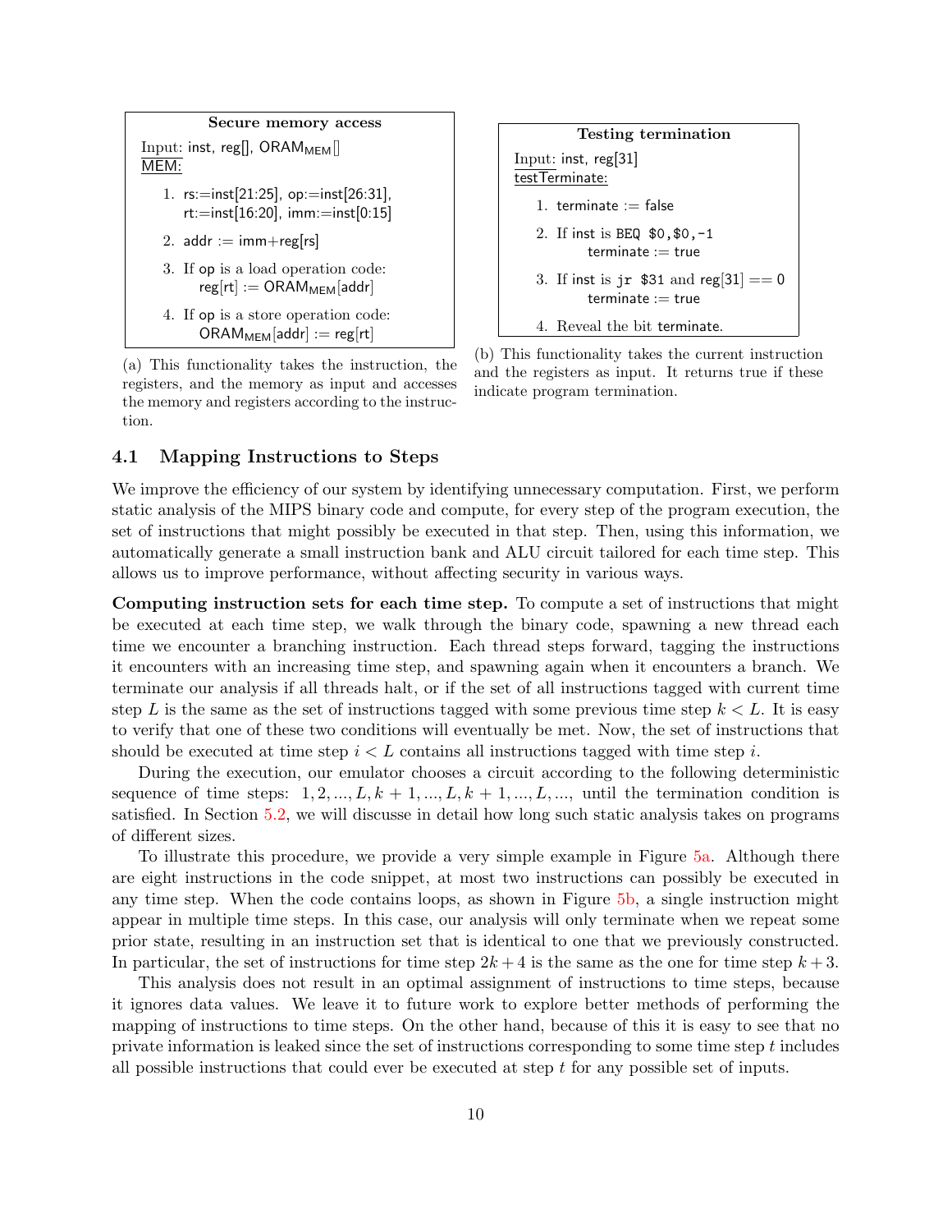**Secure memory access**

Input: inst, reg[], $\mathsf{ORAM}_{\mathsf{MEM}}[]$
MEM:

1. rs:=inst[21:25], op:=inst[26:31], rt:=inst[16:20], imm:=inst[0:15]
2. addr := imm+reg[rs]
3. If op is a load operation code:
   reg[rt] := $\mathsf{ORAM}_{\mathsf{MEM}}$[addr]
4. If op is a store operation code:
   $\mathsf{ORAM}_{\mathsf{MEM}}$[addr] := reg[rt]

(a) This functionality takes the instruction, the registers, and the memory as input and accesses the memory and registers according to the instruction.

**Testing termination**

Input: inst, reg[31]
testTerminate:

1. terminate := false
2. If inst is `BEQ $0,$0,-1`
   terminate := true
3. If inst is `jr $31` and reg[31] == 0
   terminate := true
4. Reveal the bit terminate.

(b) This functionality takes the current instruction and the registers as input. It returns true if these indicate program termination.

### 4.1 Mapping Instructions to Steps

We improve the efficiency of our system by identifying unnecessary computation. First, we perform static analysis of the MIPS binary code and compute, for every step of the program execution, the set of instructions that might possibly be executed in that step. Then, using this information, we automatically generate a small instruction bank and ALU circuit tailored for each time step. This allows us to improve performance, without affecting security in various ways.

**Computing instruction sets for each time step.** To compute a set of instructions that might be executed at each time step, we walk through the binary code, spawning a new thread each time we encounter a branching instruction. Each thread steps forward, tagging the instructions it encounters with an increasing time step, and spawning again when it encounters a branch. We terminate our analysis if all threads halt, or if the set of all instructions tagged with current time step $L$ is the same as the set of instructions tagged with some previous time step $k < L$. It is easy to verify that one of these two conditions will eventually be met. Now, the set of instructions that should be executed at time step $i < L$ contains all instructions tagged with time step $i$.

During the execution, our emulator chooses a circuit according to the following deterministic sequence of time steps: $1, 2, ..., L, k+1, ..., L, k+1, ..., L, ...,$ until the termination condition is satisfied. In Section 5.2, we will discusse in detail how long such static analysis takes on programs of different sizes.

To illustrate this procedure, we provide a very simple example in Figure 5a. Although there are eight instructions in the code snippet, at most two instructions can possibly be executed in any time step. When the code contains loops, as shown in Figure 5b, a single instruction might appear in multiple time steps. In this case, our analysis will only terminate when we repeat some prior state, resulting in an instruction set that is identical to one that we previously constructed. In particular, the set of instructions for time step $2k+4$ is the same as the one for time step $k+3$.

This analysis does not result in an optimal assignment of instructions to time steps, because it ignores data values. We leave it to future work to explore better methods of performing the mapping of instructions to time steps. On the other hand, because of this it is easy to see that no private information is leaked since the set of instructions corresponding to some time step $t$ includes all possible instructions that could ever be executed at step $t$ for any possible set of inputs.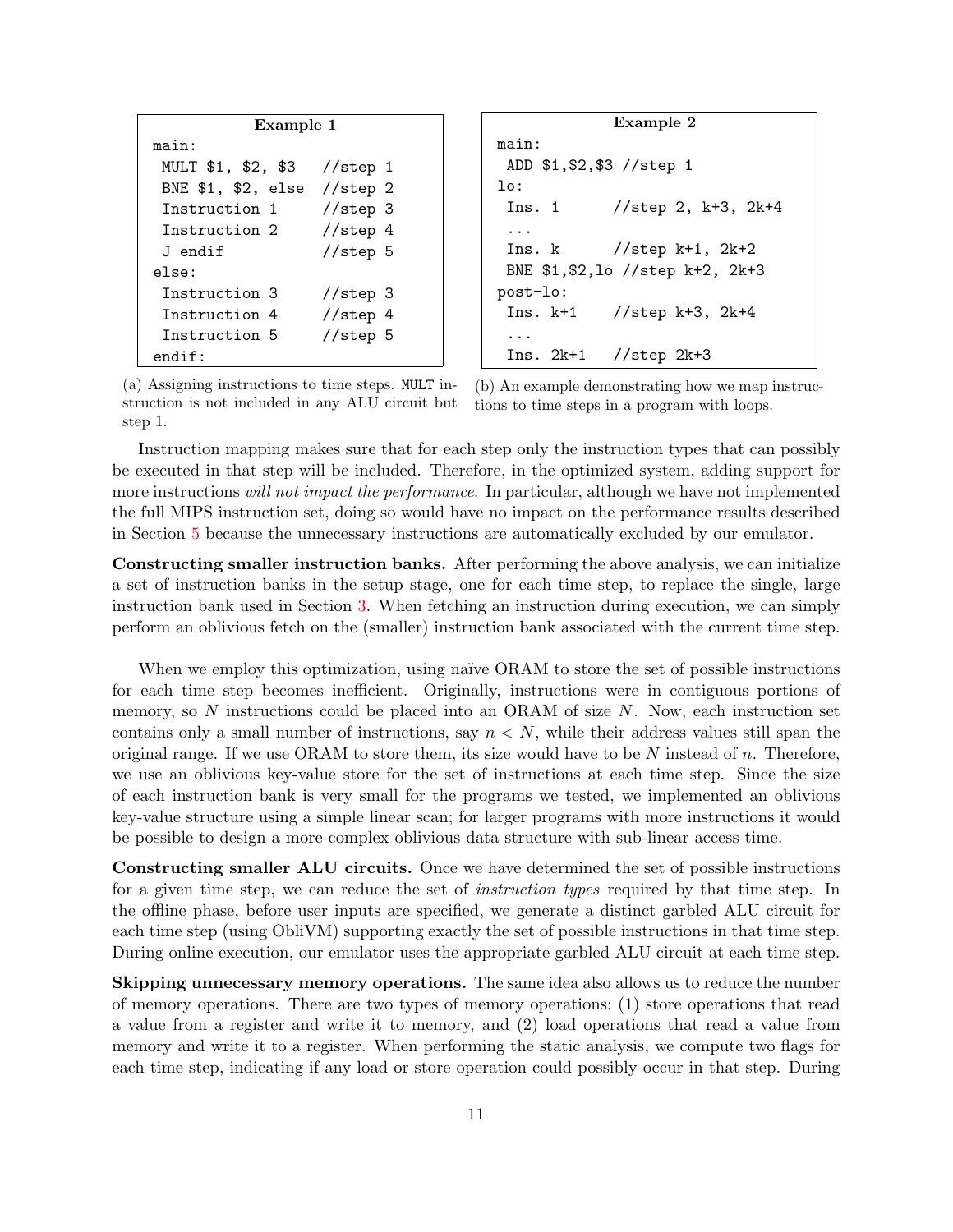**Example 1**

```
main:
 MULT $1, $2, $3    //step 1
 BNE $1, $2, else   //step 2
 Instruction 1      //step 3
 Instruction 2      //step 4
 J endif            //step 5
else:
 Instruction 3      //step 3
 Instruction 4      //step 4
 Instruction 5      //step 5
endif:
```

(a) Assigning instructions to time steps. `MULT` instruction is not included in any ALU circuit but step 1.

**Example 2**

```
main:
 ADD $1,$2,$3 //step 1
lo:
 Ins. 1       //step 2, k+3, 2k+4
 ...
 Ins. k       //step k+1, 2k+2
 BNE $1,$2,lo //step k+2, 2k+3
post-lo:
 Ins. k+1     //step k+3, 2k+4
 ...
 Ins. 2k+1    //step 2k+3
```

(b) An example demonstrating how we map instructions to time steps in a program with loops.

Instruction mapping makes sure that for each step only the instruction types that can possibly be executed in that step will be included. Therefore, in the optimized system, adding support for more instructions *will not impact the performance*. In particular, although we have not implemented the full MIPS instruction set, doing so would have no impact on the performance results described in Section 5 because the unnecessary instructions are automatically excluded by our emulator.

**Constructing smaller instruction banks.** After performing the above analysis, we can initialize a set of instruction banks in the setup stage, one for each time step, to replace the single, large instruction bank used in Section 3. When fetching an instruction during execution, we can simply perform an oblivious fetch on the (smaller) instruction bank associated with the current time step.

When we employ this optimization, using naïve ORAM to store the set of possible instructions for each time step becomes inefficient. Originally, instructions were in contiguous portions of memory, so $N$ instructions could be placed into an ORAM of size $N$. Now, each instruction set contains only a small number of instructions, say $n < N$, while their address values still span the original range. If we use ORAM to store them, its size would have to be $N$ instead of $n$. Therefore, we use an oblivious key-value store for the set of instructions at each time step. Since the size of each instruction bank is very small for the programs we tested, we implemented an oblivious key-value structure using a simple linear scan; for larger programs with more instructions it would be possible to design a more-complex oblivious data structure with sub-linear access time.

**Constructing smaller ALU circuits.** Once we have determined the set of possible instructions for a given time step, we can reduce the set of *instruction types* required by that time step. In the offline phase, before user inputs are specified, we generate a distinct garbled ALU circuit for each time step (using ObliVM) supporting exactly the set of possible instructions in that time step. During online execution, our emulator uses the appropriate garbled ALU circuit at each time step.

**Skipping unnecessary memory operations.** The same idea also allows us to reduce the number of memory operations. There are two types of memory operations: (1) store operations that read a value from a register and write it to memory, and (2) load operations that read a value from memory and write it to a register. When performing the static analysis, we compute two flags for each time step, indicating if any load or store operation could possibly occur in that step. During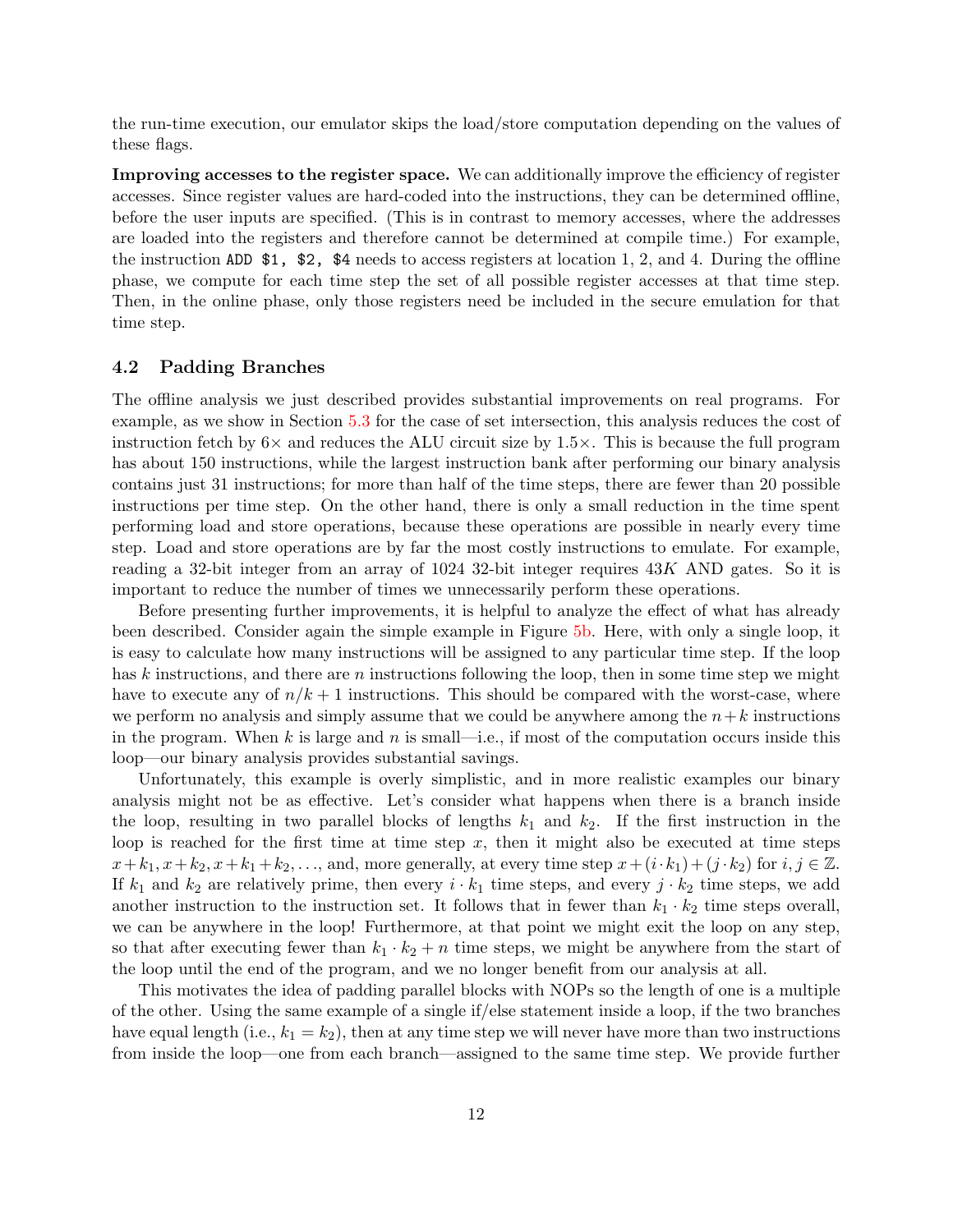the run-time execution, our emulator skips the load/store computation depending on the values of these flags.

**Improving accesses to the register space.** We can additionally improve the efficiency of register accesses. Since register values are hard-coded into the instructions, they can be determined offline, before the user inputs are specified. (This is in contrast to memory accesses, where the addresses are loaded into the registers and therefore cannot be determined at compile time.) For example, the instruction `ADD $1, $2, $4` needs to access registers at location 1, 2, and 4. During the offline phase, we compute for each time step the set of all possible register accesses at that time step. Then, in the online phase, only those registers need be included in the secure emulation for that time step.

### 4.2 Padding Branches

The offline analysis we just described provides substantial improvements on real programs. For example, as we show in Section 5.3 for the case of set intersection, this analysis reduces the cost of instruction fetch by $6\times$ and reduces the ALU circuit size by $1.5\times$. This is because the full program has about 150 instructions, while the largest instruction bank after performing our binary analysis contains just 31 instructions; for more than half of the time steps, there are fewer than 20 possible instructions per time step. On the other hand, there is only a small reduction in the time spent performing load and store operations, because these operations are possible in nearly every time step. Load and store operations are by far the most costly instructions to emulate. For example, reading a 32-bit integer from an array of 1024 32-bit integer requires $43K$ AND gates. So it is important to reduce the number of times we unnecessarily perform these operations.

Before presenting further improvements, it is helpful to analyze the effect of what has already been described. Consider again the simple example in Figure 5b. Here, with only a single loop, it is easy to calculate how many instructions will be assigned to any particular time step. If the loop has $k$ instructions, and there are $n$ instructions following the loop, then in some time step we might have to execute any of $n/k + 1$ instructions. This should be compared with the worst-case, where we perform no analysis and simply assume that we could be anywhere among the $n + k$ instructions in the program. When $k$ is large and $n$ is small—i.e., if most of the computation occurs inside this loop—our binary analysis provides substantial savings.

Unfortunately, this example is overly simplistic, and in more realistic examples our binary analysis might not be as effective. Let's consider what happens when there is a branch inside the loop, resulting in two parallel blocks of lengths $k_1$ and $k_2$. If the first instruction in the loop is reached for the first time at time step $x$, then it might also be executed at time steps $x + k_1, x + k_2, x + k_1 + k_2, \ldots$, and, more generally, at every time step $x + (i \cdot k_1) + (j \cdot k_2)$ for $i, j \in \mathbb{Z}$. If $k_1$ and $k_2$ are relatively prime, then every $i \cdot k_1$ time steps, and every $j \cdot k_2$ time steps, we add another instruction to the instruction set. It follows that in fewer than $k_1 \cdot k_2$ time steps overall, we can be anywhere in the loop! Furthermore, at that point we might exit the loop on any step, so that after executing fewer than $k_1 \cdot k_2 + n$ time steps, we might be anywhere from the start of the loop until the end of the program, and we no longer benefit from our analysis at all.

This motivates the idea of padding parallel blocks with NOPs so the length of one is a multiple of the other. Using the same example of a single if/else statement inside a loop, if the two branches have equal length (i.e., $k_1 = k_2$), then at any time step we will never have more than two instructions from inside the loop—one from each branch—assigned to the same time step. We provide further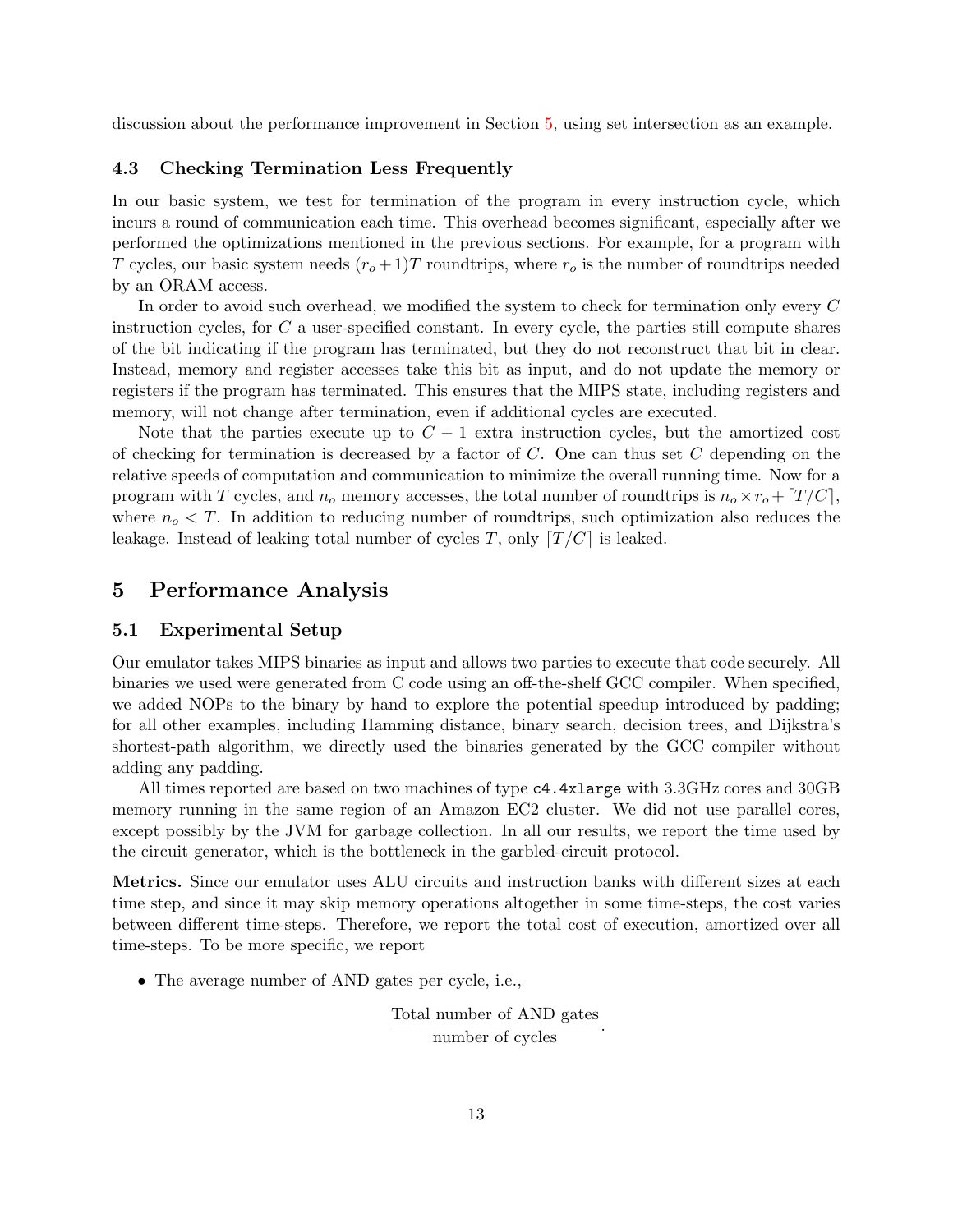discussion about the performance improvement in Section 5, using set intersection as an example.

### 4.3 Checking Termination Less Frequently

In our basic system, we test for termination of the program in every instruction cycle, which incurs a round of communication each time. This overhead becomes significant, especially after we performed the optimizations mentioned in the previous sections. For example, for a program with $T$ cycles, our basic system needs $(r_o + 1)T$ roundtrips, where $r_o$ is the number of roundtrips needed by an ORAM access.

In order to avoid such overhead, we modified the system to check for termination only every $C$ instruction cycles, for $C$ a user-specified constant. In every cycle, the parties still compute shares of the bit indicating if the program has terminated, but they do not reconstruct that bit in clear. Instead, memory and register accesses take this bit as input, and do not update the memory or registers if the program has terminated. This ensures that the MIPS state, including registers and memory, will not change after termination, even if additional cycles are executed.

Note that the parties execute up to $C - 1$ extra instruction cycles, but the amortized cost of checking for termination is decreased by a factor of $C$. One can thus set $C$ depending on the relative speeds of computation and communication to minimize the overall running time. Now for a program with $T$ cycles, and $n_o$ memory accesses, the total number of roundtrips is $n_o \times r_o + \lceil T/C \rceil$, where $n_o < T$. In addition to reducing number of roundtrips, such optimization also reduces the leakage. Instead of leaking total number of cycles $T$, only $\lceil T/C \rceil$ is leaked.

## 5 Performance Analysis

### 5.1 Experimental Setup

Our emulator takes MIPS binaries as input and allows two parties to execute that code securely. All binaries we used were generated from C code using an off-the-shelf GCC compiler. When specified, we added NOPs to the binary by hand to explore the potential speedup introduced by padding; for all other examples, including Hamming distance, binary search, decision trees, and Dijkstra's shortest-path algorithm, we directly used the binaries generated by the GCC compiler without adding any padding.

All times reported are based on two machines of type `c4.4xlarge` with 3.3GHz cores and 30GB memory running in the same region of an Amazon EC2 cluster. We did not use parallel cores, except possibly by the JVM for garbage collection. In all our results, we report the time used by the circuit generator, which is the bottleneck in the garbled-circuit protocol.

**Metrics.** Since our emulator uses ALU circuits and instruction banks with different sizes at each time step, and since it may skip memory operations altogether in some time-steps, the cost varies between different time-steps. Therefore, we report the total cost of execution, amortized over all time-steps. To be more specific, we report

- The average number of AND gates per cycle, i.e.,

$$\frac{\text{Total number of AND gates}}{\text{number of cycles}}.$$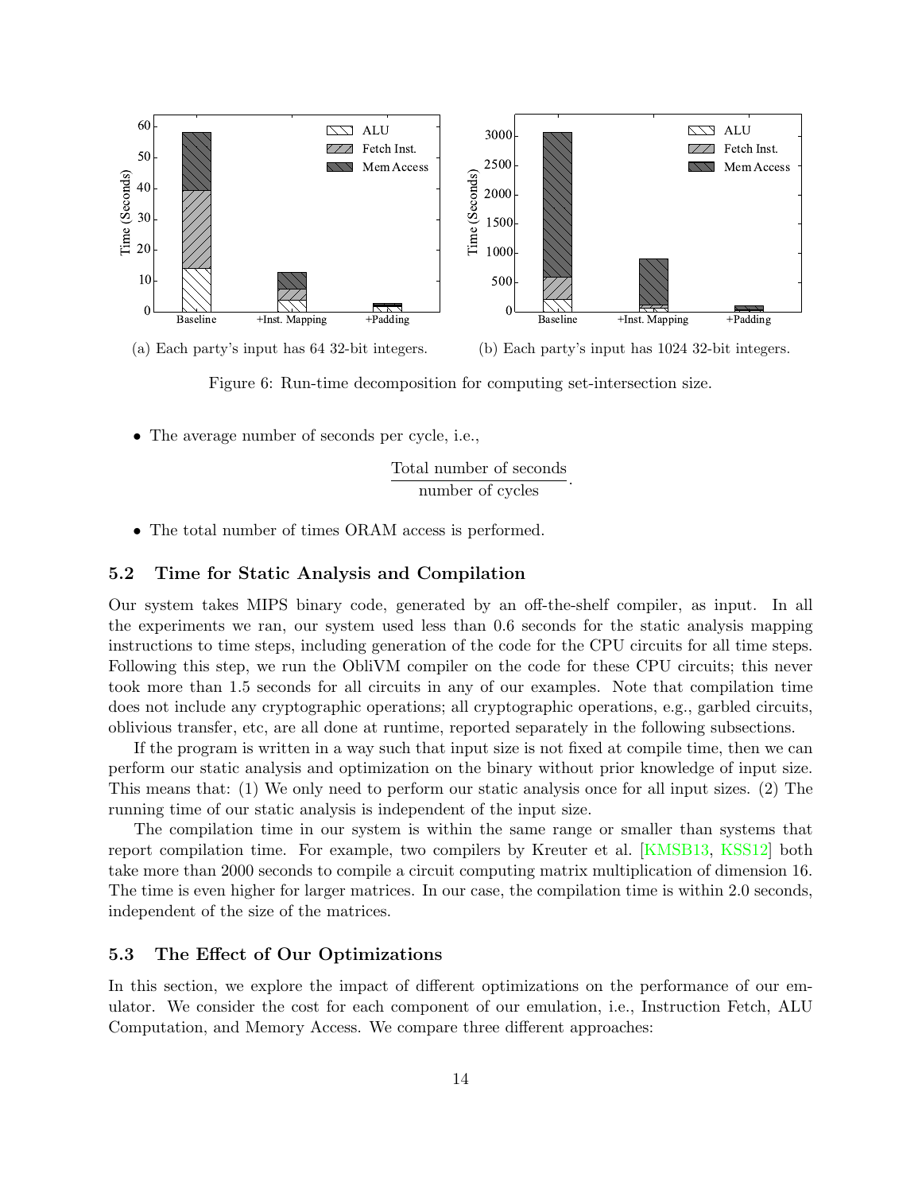Time (Seconds)
60
50
40
30
20
10
0
Baseline
+Inst. Mapping
+Padding
ALU
Fetch Inst.
Mem Access

(a) Each party's input has 64 32-bit integers.

Time (Seconds)
3000
2500
2000
1500
1000
500
0
Baseline
+Inst. Mapping
+Padding
ALU
Fetch Inst.
Mem Access

(b) Each party's input has 1024 32-bit integers.

Figure 6: Run-time decomposition for computing set-intersection size.

- The average number of seconds per cycle, i.e.,

$$\frac{\text{Total number of seconds}}{\text{number of cycles}}.$$

- The total number of times ORAM access is performed.

### 5.2 Time for Static Analysis and Compilation

Our system takes MIPS binary code, generated by an off-the-shelf compiler, as input. In all the experiments we ran, our system used less than 0.6 seconds for the static analysis mapping instructions to time steps, including generation of the code for the CPU circuits for all time steps. Following this step, we run the ObliVM compiler on the code for these CPU circuits; this never took more than 1.5 seconds for all circuits in any of our examples. Note that compilation time does not include any cryptographic operations; all cryptographic operations, e.g., garbled circuits, oblivious transfer, etc, are all done at runtime, reported separately in the following subsections.

If the program is written in a way such that input size is not fixed at compile time, then we can perform our static analysis and optimization on the binary without prior knowledge of input size. This means that: (1) We only need to perform our static analysis once for all input sizes. (2) The running time of our static analysis is independent of the input size.

The compilation time in our system is within the same range or smaller than systems that report compilation time. For example, two compilers by Kreuter et al. [KMSB13, KSS12] both take more than 2000 seconds to compile a circuit computing matrix multiplication of dimension 16. The time is even higher for larger matrices. In our case, the compilation time is within 2.0 seconds, independent of the size of the matrices.

### 5.3 The Effect of Our Optimizations

In this section, we explore the impact of different optimizations on the performance of our emulator. We consider the cost for each component of our emulation, i.e., Instruction Fetch, ALU Computation, and Memory Access. We compare three different approaches: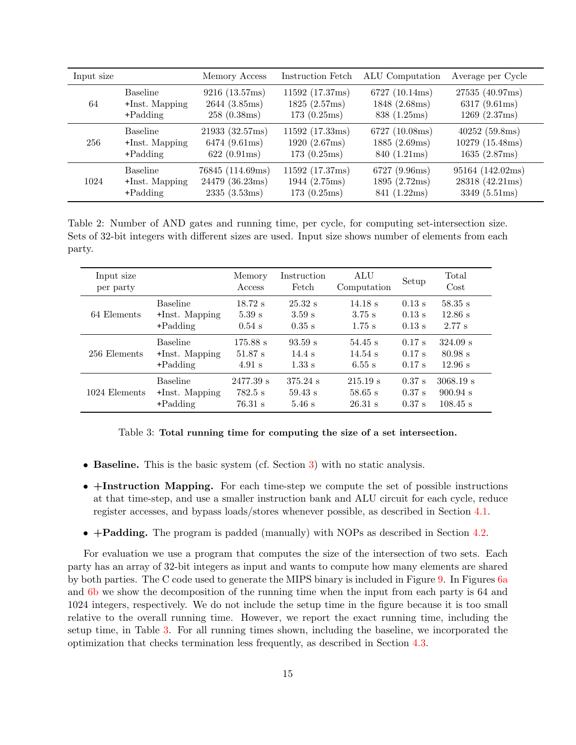| Input size | | Memory Access | Instruction Fetch | ALU Computation | Average per Cycle |
|---|---|---|---|---|---|
| 64 | Baseline | 9216 (13.57ms) | 11592 (17.37ms) | 6727 (10.14ms) | 27535 (40.97ms) |
| | +Inst. Mapping | 2644 (3.85ms) | 1825 (2.57ms) | 1848 (2.68ms) | 6317 (9.61ms) |
| | +Padding | 258 (0.38ms) | 173 (0.25ms) | 838 (1.25ms) | 1269 (2.37ms) |
| 256 | Baseline | 21933 (32.57ms) | 11592 (17.33ms) | 6727 (10.08ms) | 40252 (59.8ms) |
| | +Inst. Mapping | 6474 (9.61ms) | 1920 (2.67ms) | 1885 (2.69ms) | 10279 (15.48ms) |
| | +Padding | 622 (0.91ms) | 173 (0.25ms) | 840 (1.21ms) | 1635 (2.87ms) |
| 1024 | Baseline | 76845 (114.69ms) | 11592 (17.37ms) | 6727 (9.96ms) | 95164 (142.02ms) |
| | +Inst. Mapping | 24479 (36.23ms) | 1944 (2.75ms) | 1895 (2.72ms) | 28318 (42.21ms) |
| | +Padding | 2335 (3.53ms) | 173 (0.25ms) | 841 (1.22ms) | 3349 (5.51ms) |

Table 2: Number of AND gates and running time, per cycle, for computing set-intersection size. Sets of 32-bit integers with different sizes are used. Input size shows number of elements from each party.

| Input size per party | | Memory Access | Instruction Fetch | ALU Computation | Setup | Total Cost |
|---|---|---|---|---|---|---|
| 64 Elements | Baseline | 18.72 s | 25.32 s | 14.18 s | 0.13 s | 58.35 s |
| | +Inst. Mapping | 5.39 s | 3.59 s | 3.75 s | 0.13 s | 12.86 s |
| | +Padding | 0.54 s | 0.35 s | 1.75 s | 0.13 s | 2.77 s |
| 256 Elements | Baseline | 175.88 s | 93.59 s | 54.45 s | 0.17 s | 324.09 s |
| | +Inst. Mapping | 51.87 s | 14.4 s | 14.54 s | 0.17 s | 80.98 s |
| | +Padding | 4.91 s | 1.33 s | 6.55 s | 0.17 s | 12.96 s |
| 1024 Elements | Baseline | 2477.39 s | 375.24 s | 215.19 s | 0.37 s | 3068.19 s |
| | +Inst. Mapping | 782.5 s | 59.43 s | 58.65 s | 0.37 s | 900.94 s |
| | +Padding | 76.31 s | 5.46 s | 26.31 s | 0.37 s | 108.45 s |

Table 3: **Total running time for computing the size of a set intersection.**

- **Baseline.** This is the basic system (cf. Section 3) with no static analysis.
- **+Instruction Mapping.** For each time-step we compute the set of possible instructions at that time-step, and use a smaller instruction bank and ALU circuit for each cycle, reduce register accesses, and bypass loads/stores whenever possible, as described in Section 4.1.
- **+Padding.** The program is padded (manually) with NOPs as described in Section 4.2.

For evaluation we use a program that computes the size of the intersection of two sets. Each party has an array of 32-bit integers as input and wants to compute how many elements are shared by both parties. The C code used to generate the MIPS binary is included in Figure 9. In Figures 6a and 6b we show the decomposition of the running time when the input from each party is 64 and 1024 integers, respectively. We do not include the setup time in the figure because it is too small relative to the overall running time. However, we report the exact running time, including the setup time, in Table 3. For all running times shown, including the baseline, we incorporated the optimization that checks termination less frequently, as described in Section 4.3.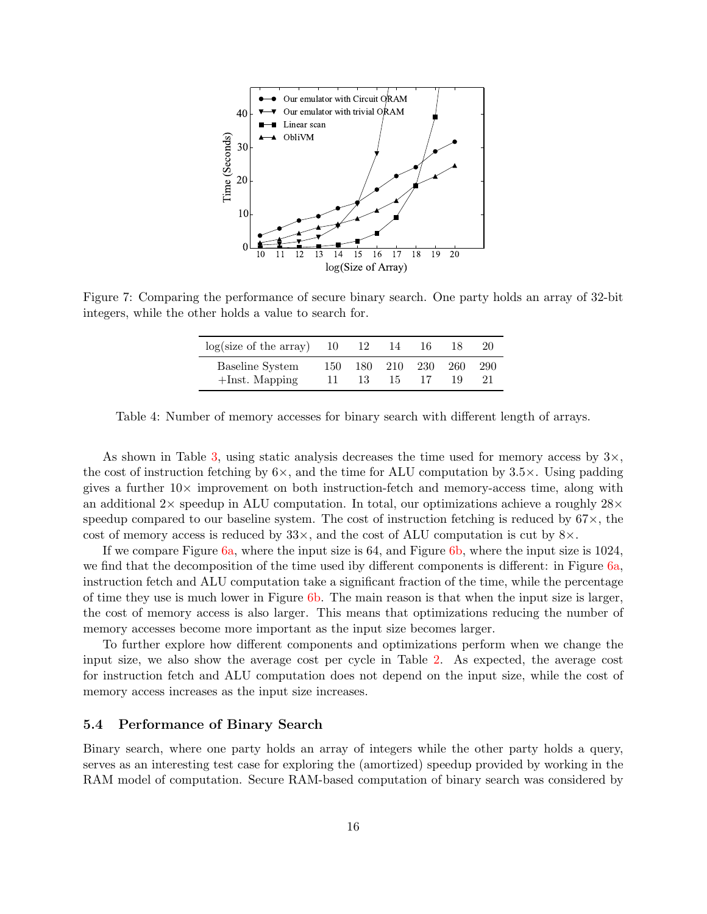Our emulator with Circuit ORAM
Our emulator with trivial ORAM
Linear scan
ObliVM

Time (Seconds)
0
10
20
30
40

10 11 12 13 14 15 16 17 18 19 20
log(Size of Array)

Figure 7: Comparing the performance of secure binary search. One party holds an array of 32-bit integers, while the other holds a value to search for.

| log(size of the array) | 10 | 12 | 14 | 16 | 18 | 20 |
|---|---|---|---|---|---|---|
| Baseline System | 150 | 180 | 210 | 230 | 260 | 290 |
| +Inst. Mapping | 11 | 13 | 15 | 17 | 19 | 21 |

Table 4: Number of memory accesses for binary search with different length of arrays.

As shown in Table 3, using static analysis decreases the time used for memory access by 3×, the cost of instruction fetching by 6×, and the time for ALU computation by 3.5×. Using padding gives a further 10× improvement on both instruction-fetch and memory-access time, along with an additional 2× speedup in ALU computation. In total, our optimizations achieve a roughly 28× speedup compared to our baseline system. The cost of instruction fetching is reduced by 67×, the cost of memory access is reduced by 33×, and the cost of ALU computation is cut by 8×.

If we compare Figure 6a, where the input size is 64, and Figure 6b, where the input size is 1024, we find that the decomposition of the time used iby different components is different: in Figure 6a, instruction fetch and ALU computation take a significant fraction of the time, while the percentage of time they use is much lower in Figure 6b. The main reason is that when the input size is larger, the cost of memory access is also larger. This means that optimizations reducing the number of memory accesses become more important as the input size becomes larger.

To further explore how different components and optimizations perform when we change the input size, we also show the average cost per cycle in Table 2. As expected, the average cost for instruction fetch and ALU computation does not depend on the input size, while the cost of memory access increases as the input size increases.

### 5.4 Performance of Binary Search

Binary search, where one party holds an array of integers while the other party holds a query, serves as an interesting test case for exploring the (amortized) speedup provided by working in the RAM model of computation. Secure RAM-based computation of binary search was considered by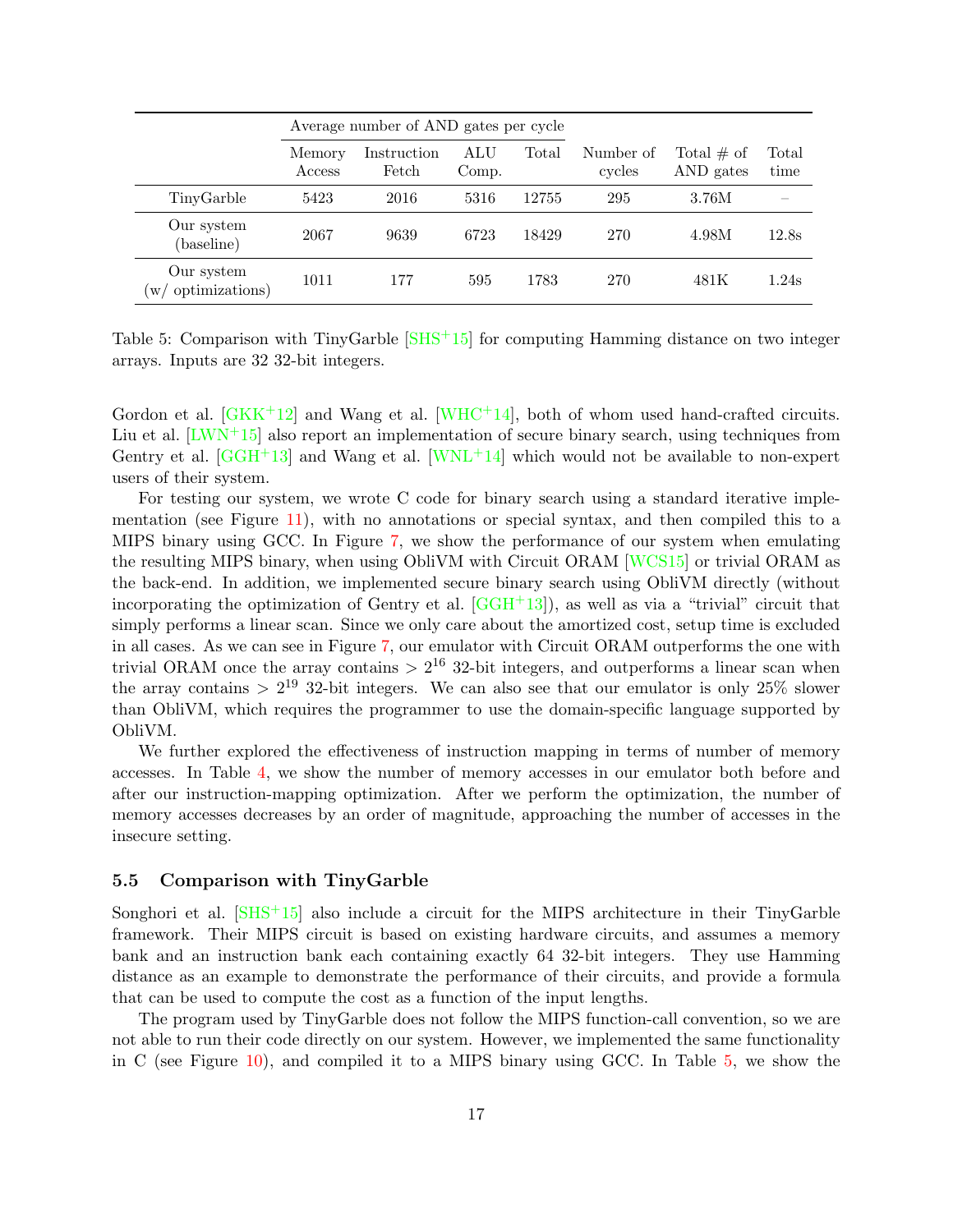| | Average number of AND gates per cycle | | | | | | |
|---|---|---|---|---|---|---|---|
| | Memory Access | Instruction Fetch | ALU Comp. | Total | Number of cycles | Total # of AND gates | Total time |
| TinyGarble | 5423 | 2016 | 5316 | 12755 | 295 | 3.76M | – |
| Our system (baseline) | 2067 | 9639 | 6723 | 18429 | 270 | 4.98M | 12.8s |
| Our system (w/ optimizations) | 1011 | 177 | 595 | 1783 | 270 | 481K | 1.24s |

Table 5: Comparison with TinyGarble [SHS+15] for computing Hamming distance on two integer arrays. Inputs are 32 32-bit integers.

Gordon et al. [GKK+12] and Wang et al. [WHC+14], both of whom used hand-crafted circuits. Liu et al. [LWN+15] also report an implementation of secure binary search, using techniques from Gentry et al. [GGH+13] and Wang et al. [WNL+14] which would not be available to non-expert users of their system.

For testing our system, we wrote C code for binary search using a standard iterative implementation (see Figure 11), with no annotations or special syntax, and then compiled this to a MIPS binary using GCC. In Figure 7, we show the performance of our system when emulating the resulting MIPS binary, when using ObliVM with Circuit ORAM [WCS15] or trivial ORAM as the back-end. In addition, we implemented secure binary search using ObliVM directly (without incorporating the optimization of Gentry et al. [GGH+13]), as well as via a "trivial" circuit that simply performs a linear scan. Since we only care about the amortized cost, setup time is excluded in all cases. As we can see in Figure 7, our emulator with Circuit ORAM outperforms the one with trivial ORAM once the array contains $> 2^{16}$ 32-bit integers, and outperforms a linear scan when the array contains $> 2^{19}$ 32-bit integers. We can also see that our emulator is only 25% slower than ObliVM, which requires the programmer to use the domain-specific language supported by ObliVM.

We further explored the effectiveness of instruction mapping in terms of number of memory accesses. In Table 4, we show the number of memory accesses in our emulator both before and after our instruction-mapping optimization. After we perform the optimization, the number of memory accesses decreases by an order of magnitude, approaching the number of accesses in the insecure setting.

### 5.5 Comparison with TinyGarble

Songhori et al. [SHS+15] also include a circuit for the MIPS architecture in their TinyGarble framework. Their MIPS circuit is based on existing hardware circuits, and assumes a memory bank and an instruction bank each containing exactly 64 32-bit integers. They use Hamming distance as an example to demonstrate the performance of their circuits, and provide a formula that can be used to compute the cost as a function of the input lengths.

The program used by TinyGarble does not follow the MIPS function-call convention, so we are not able to run their code directly on our system. However, we implemented the same functionality in C (see Figure 10), and compiled it to a MIPS binary using GCC. In Table 5, we show the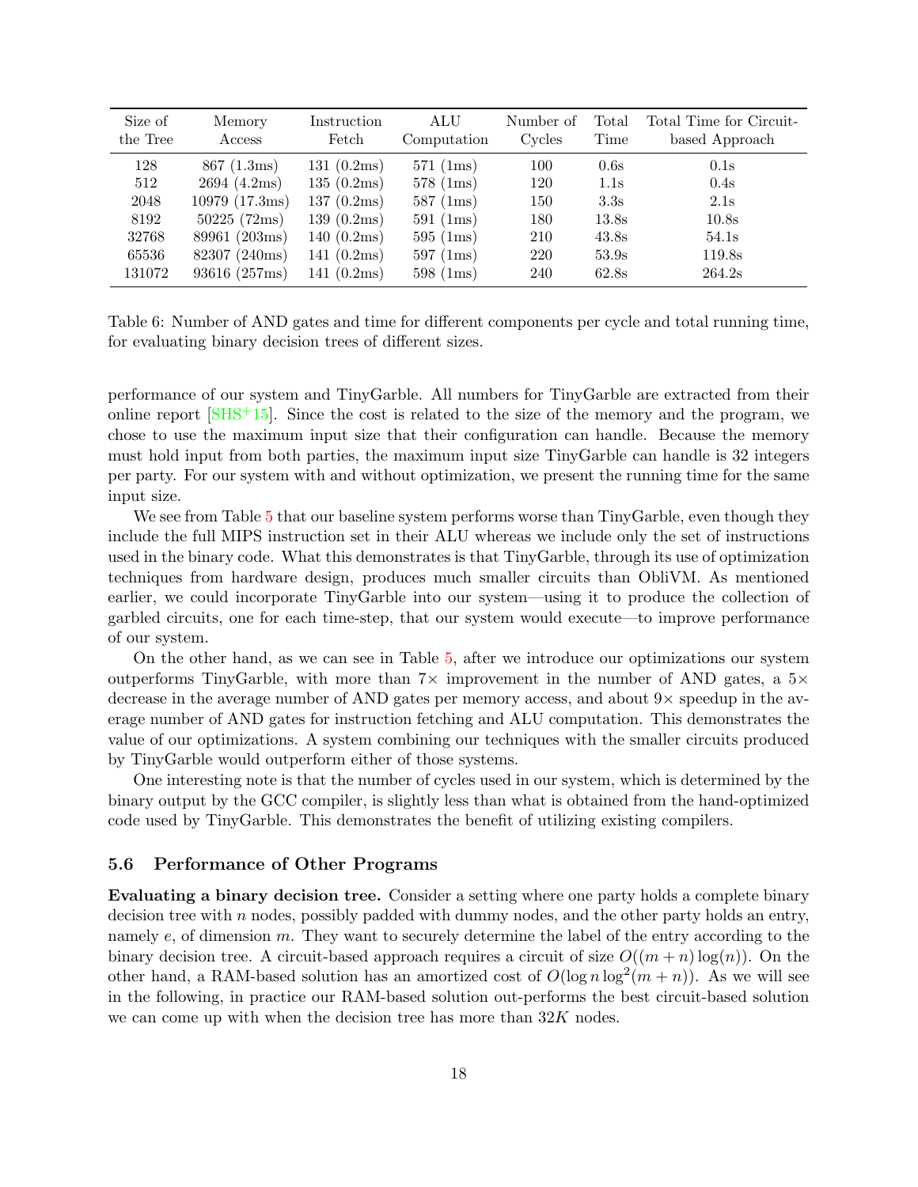| Size of the Tree | Memory Access | Instruction Fetch | ALU Computation | Number of Cycles | Total Time | Total Time for Circuit-based Approach |
|---|---|---|---|---|---|---|
| 128 | 867 (1.3ms) | 131 (0.2ms) | 571 (1ms) | 100 | 0.6s | 0.1s |
| 512 | 2694 (4.2ms) | 135 (0.2ms) | 578 (1ms) | 120 | 1.1s | 0.4s |
| 2048 | 10979 (17.3ms) | 137 (0.2ms) | 587 (1ms) | 150 | 3.3s | 2.1s |
| 8192 | 50225 (72ms) | 139 (0.2ms) | 591 (1ms) | 180 | 13.8s | 10.8s |
| 32768 | 89961 (203ms) | 140 (0.2ms) | 595 (1ms) | 210 | 43.8s | 54.1s |
| 65536 | 82307 (240ms) | 141 (0.2ms) | 597 (1ms) | 220 | 53.9s | 119.8s |
| 131072 | 93616 (257ms) | 141 (0.2ms) | 598 (1ms) | 240 | 62.8s | 264.2s |

Table 6: Number of AND gates and time for different components per cycle and total running time, for evaluating binary decision trees of different sizes.

performance of our system and TinyGarble. All numbers for TinyGarble are extracted from their online report [SHS+15]. Since the cost is related to the size of the memory and the program, we chose to use the maximum input size that their configuration can handle. Because the memory must hold input from both parties, the maximum input size TinyGarble can handle is 32 integers per party. For our system with and without optimization, we present the running time for the same input size.

We see from Table 5 that our baseline system performs worse than TinyGarble, even though they include the full MIPS instruction set in their ALU whereas we include only the set of instructions used in the binary code. What this demonstrates is that TinyGarble, through its use of optimization techniques from hardware design, produces much smaller circuits than ObliVM. As mentioned earlier, we could incorporate TinyGarble into our system—using it to produce the collection of garbled circuits, one for each time-step, that our system would execute—to improve performance of our system.

On the other hand, as we can see in Table 5, after we introduce our optimizations our system outperforms TinyGarble, with more than $7\times$ improvement in the number of AND gates, a $5\times$ decrease in the average number of AND gates per memory access, and about $9\times$ speedup in the average number of AND gates for instruction fetching and ALU computation. This demonstrates the value of our optimizations. A system combining our techniques with the smaller circuits produced by TinyGarble would outperform either of those systems.

One interesting note is that the number of cycles used in our system, which is determined by the binary output by the GCC compiler, is slightly less than what is obtained from the hand-optimized code used by TinyGarble. This demonstrates the benefit of utilizing existing compilers.

### 5.6 Performance of Other Programs

**Evaluating a binary decision tree.** Consider a setting where one party holds a complete binary decision tree with $n$ nodes, possibly padded with dummy nodes, and the other party holds an entry, namely $e$, of dimension $m$. They want to securely determine the label of the entry according to the binary decision tree. A circuit-based approach requires a circuit of size $O((m+n)\log(n))$. On the other hand, a RAM-based solution has an amortized cost of $O(\log n \log^2(m+n))$. As we will see in the following, in practice our RAM-based solution out-performs the best circuit-based solution we can come up with when the decision tree has more than $32K$ nodes.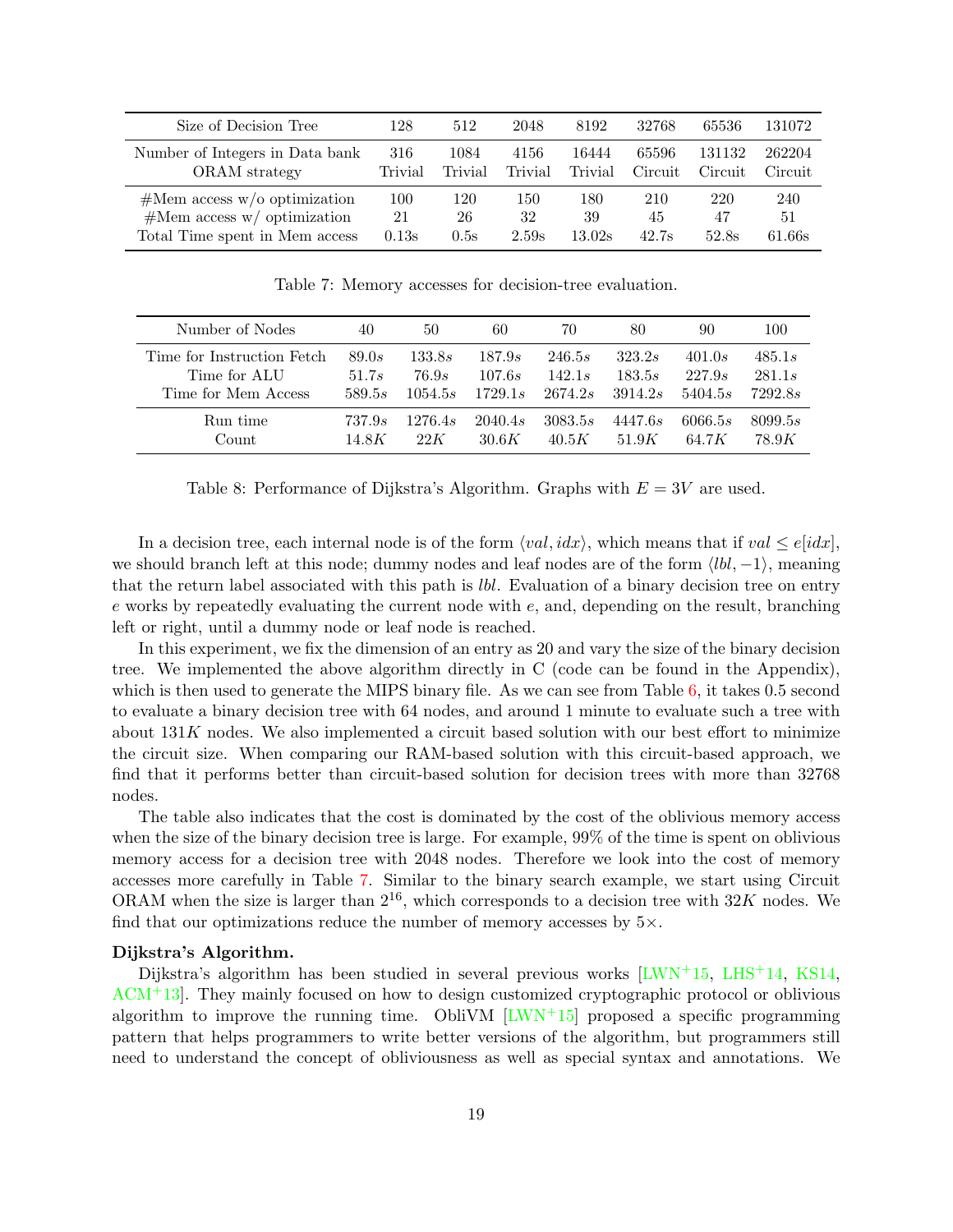| Size of Decision Tree | 128 | 512 | 2048 | 8192 | 32768 | 65536 | 131072 |
|---|---|---|---|---|---|---|---|
| Number of Integers in Data bank | 316 | 1084 | 4156 | 16444 | 65596 | 131132 | 262204 |
| ORAM strategy | Trivial | Trivial | Trivial | Trivial | Circuit | Circuit | Circuit |
| #Mem access w/o optimization | 100 | 120 | 150 | 180 | 210 | 220 | 240 |
| #Mem access w/ optimization | 21 | 26 | 32 | 39 | 45 | 47 | 51 |
| Total Time spent in Mem access | 0.13s | 0.5s | 2.59s | 13.02s | 42.7s | 52.8s | 61.66s |

Table 7: Memory accesses for decision-tree evaluation.

| Number of Nodes | 40 | 50 | 60 | 70 | 80 | 90 | 100 |
|---|---|---|---|---|---|---|---|
| Time for Instruction Fetch | $89.0s$ | $133.8s$ | $187.9s$ | $246.5s$ | $323.2s$ | $401.0s$ | $485.1s$ |
| Time for ALU | $51.7s$ | $76.9s$ | $107.6s$ | $142.1s$ | $183.5s$ | $227.9s$ | $281.1s$ |
| Time for Mem Access | $589.5s$ | $1054.5s$ | $1729.1s$ | $2674.2s$ | $3914.2s$ | $5404.5s$ | $7292.8s$ |
| Run time | $737.9s$ | $1276.4s$ | $2040.4s$ | $3083.5s$ | $4447.6s$ | $6066.5s$ | $8099.5s$ |
| Count | $14.8K$ | $22K$ | $30.6K$ | $40.5K$ | $51.9K$ | $64.7K$ | $78.9K$ |

Table 8: Performance of Dijkstra's Algorithm. Graphs with $E = 3V$ are used.

In a decision tree, each internal node is of the form $\langle val, idx\rangle$, which means that if $val \leq e[idx]$, we should branch left at this node; dummy nodes and leaf nodes are of the form $\langle lbl, -1\rangle$, meaning that the return label associated with this path is $lbl$. Evaluation of a binary decision tree on entry $e$ works by repeatedly evaluating the current node with $e$, and, depending on the result, branching left or right, until a dummy node or leaf node is reached.

In this experiment, we fix the dimension of an entry as 20 and vary the size of the binary decision tree. We implemented the above algorithm directly in C (code can be found in the Appendix), which is then used to generate the MIPS binary file. As we can see from Table 6, it takes 0.5 second to evaluate a binary decision tree with 64 nodes, and around 1 minute to evaluate such a tree with about $131K$ nodes. We also implemented a circuit based solution with our best effort to minimize the circuit size. When comparing our RAM-based solution with this circuit-based approach, we find that it performs better than circuit-based solution for decision trees with more than 32768 nodes.

The table also indicates that the cost is dominated by the cost of the oblivious memory access when the size of the binary decision tree is large. For example, 99% of the time is spent on oblivious memory access for a decision tree with 2048 nodes. Therefore we look into the cost of memory accesses more carefully in Table 7. Similar to the binary search example, we start using Circuit ORAM when the size is larger than $2^{16}$, which corresponds to a decision tree with $32K$ nodes. We find that our optimizations reduce the number of memory accesses by 5×.

**Dijkstra's Algorithm.**

Dijkstra's algorithm has been studied in several previous works [LWN+15, LHS+14, KS14, ACM+13]. They mainly focused on how to design customized cryptographic protocol or oblivious algorithm to improve the running time. ObliVM [LWN+15] proposed a specific programming pattern that helps programmers to write better versions of the algorithm, but programmers still need to understand the concept of obliviousness as well as special syntax and annotations. We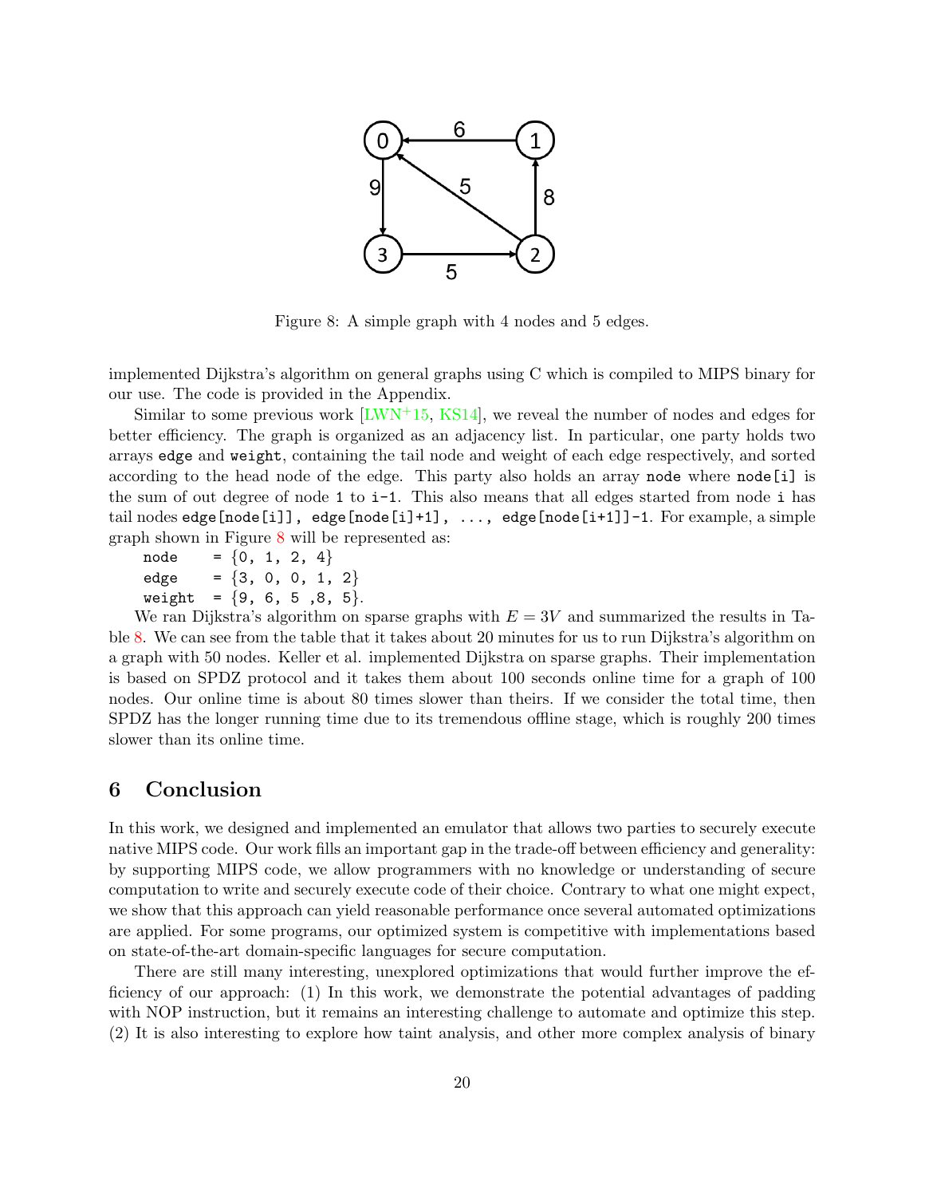0
6
1
9
5
8
3
5
2

Figure 8: A simple graph with 4 nodes and 5 edges.

implemented Dijkstra's algorithm on general graphs using C which is compiled to MIPS binary for our use. The code is provided in the Appendix.

Similar to some previous work [LWN+15, KS14], we reveal the number of nodes and edges for better efficiency. The graph is organized as an adjacency list. In particular, one party holds two arrays `edge` and `weight`, containing the tail node and weight of each edge respectively, and sorted according to the head node of the edge. This party also holds an array `node` where `node[i]` is the sum of out degree of node `1` to `i-1`. This also means that all edges started from node `i` has tail nodes `edge[node[i]], edge[node[i]+1], ..., edge[node[i+1]]-1`. For example, a simple graph shown in Figure 8 will be represented as:

```
node    = {0, 1, 2, 4}
edge    = {3, 0, 0, 1, 2}
weight  = {9, 6, 5 ,8, 5}.
```

We ran Dijkstra's algorithm on sparse graphs with $E = 3V$ and summarized the results in Table 8. We can see from the table that it takes about 20 minutes for us to run Dijkstra's algorithm on a graph with 50 nodes. Keller et al. implemented Dijkstra on sparse graphs. Their implementation is based on SPDZ protocol and it takes them about 100 seconds online time for a graph of 100 nodes. Our online time is about 80 times slower than theirs. If we consider the total time, then SPDZ has the longer running time due to its tremendous offline stage, which is roughly 200 times slower than its online time.

## 6 Conclusion

In this work, we designed and implemented an emulator that allows two parties to securely execute native MIPS code. Our work fills an important gap in the trade-off between efficiency and generality: by supporting MIPS code, we allow programmers with no knowledge or understanding of secure computation to write and securely execute code of their choice. Contrary to what one might expect, we show that this approach can yield reasonable performance once several automated optimizations are applied. For some programs, our optimized system is competitive with implementations based on state-of-the-art domain-specific languages for secure computation.

There are still many interesting, unexplored optimizations that would further improve the efficiency of our approach: (1) In this work, we demonstrate the potential advantages of padding with NOP instruction, but it remains an interesting challenge to automate and optimize this step. (2) It is also interesting to explore how taint analysis, and other more complex analysis of binary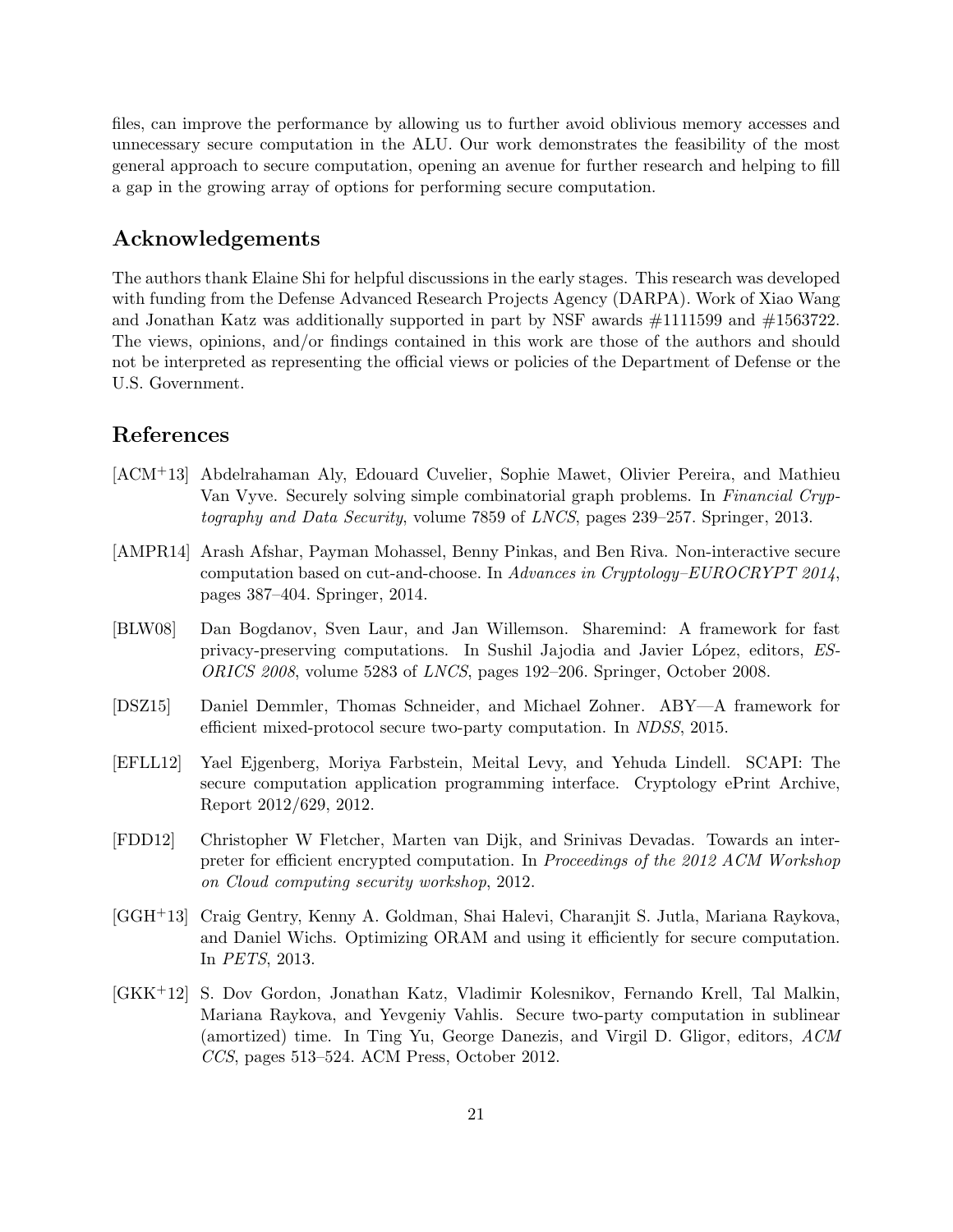files, can improve the performance by allowing us to further avoid oblivious memory accesses and unnecessary secure computation in the ALU. Our work demonstrates the feasibility of the most general approach to secure computation, opening an avenue for further research and helping to fill a gap in the growing array of options for performing secure computation.

## Acknowledgements

The authors thank Elaine Shi for helpful discussions in the early stages. This research was developed with funding from the Defense Advanced Research Projects Agency (DARPA). Work of Xiao Wang and Jonathan Katz was additionally supported in part by NSF awards #1111599 and #1563722. The views, opinions, and/or findings contained in this work are those of the authors and should not be interpreted as representing the official views or policies of the Department of Defense or the U.S. Government.

## References

[ACM+13] Abdelrahaman Aly, Edouard Cuvelier, Sophie Mawet, Olivier Pereira, and Mathieu Van Vyve. Securely solving simple combinatorial graph problems. In *Financial Cryptography and Data Security*, volume 7859 of *LNCS*, pages 239–257. Springer, 2013.

[AMPR14] Arash Afshar, Payman Mohassel, Benny Pinkas, and Ben Riva. Non-interactive secure computation based on cut-and-choose. In *Advances in Cryptology–EUROCRYPT 2014*, pages 387–404. Springer, 2014.

[BLW08] Dan Bogdanov, Sven Laur, and Jan Willemson. Sharemind: A framework for fast privacy-preserving computations. In Sushil Jajodia and Javier López, editors, *ESORICS 2008*, volume 5283 of *LNCS*, pages 192–206. Springer, October 2008.

[DSZ15] Daniel Demmler, Thomas Schneider, and Michael Zohner. ABY—A framework for efficient mixed-protocol secure two-party computation. In *NDSS*, 2015.

[EFLL12] Yael Ejgenberg, Moriya Farbstein, Meital Levy, and Yehuda Lindell. SCAPI: The secure computation application programming interface. Cryptology ePrint Archive, Report 2012/629, 2012.

[FDD12] Christopher W Fletcher, Marten van Dijk, and Srinivas Devadas. Towards an interpreter for efficient encrypted computation. In *Proceedings of the 2012 ACM Workshop on Cloud computing security workshop*, 2012.

[GGH+13] Craig Gentry, Kenny A. Goldman, Shai Halevi, Charanjit S. Jutla, Mariana Raykova, and Daniel Wichs. Optimizing ORAM and using it efficiently for secure computation. In *PETS*, 2013.

[GKK+12] S. Dov Gordon, Jonathan Katz, Vladimir Kolesnikov, Fernando Krell, Tal Malkin, Mariana Raykova, and Yevgeniy Vahlis. Secure two-party computation in sublinear (amortized) time. In Ting Yu, George Danezis, and Virgil D. Gligor, editors, *ACM CCS*, pages 513–524. ACM Press, October 2012.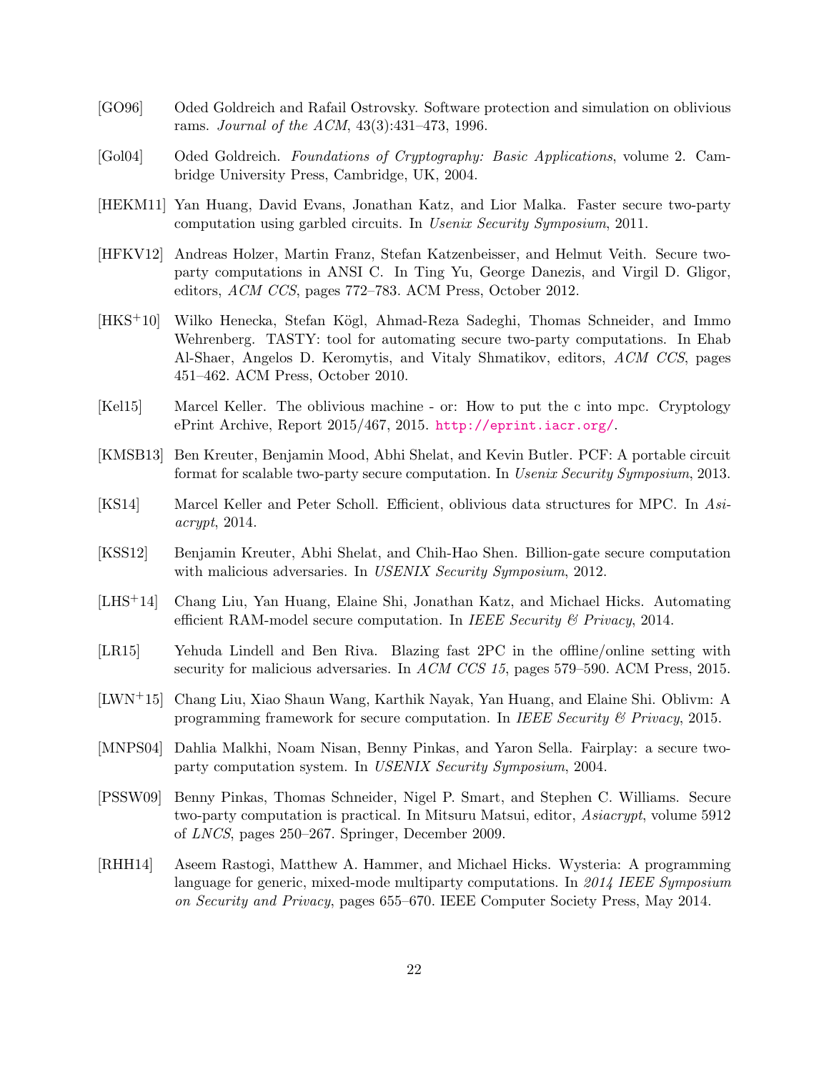[GO96] Oded Goldreich and Rafail Ostrovsky. Software protection and simulation on oblivious rams. *Journal of the ACM*, 43(3):431–473, 1996.

[Gol04] Oded Goldreich. *Foundations of Cryptography: Basic Applications*, volume 2. Cambridge University Press, Cambridge, UK, 2004.

[HEKM11] Yan Huang, David Evans, Jonathan Katz, and Lior Malka. Faster secure two-party computation using garbled circuits. In *Usenix Security Symposium*, 2011.

[HFKV12] Andreas Holzer, Martin Franz, Stefan Katzenbeisser, and Helmut Veith. Secure two-party computations in ANSI C. In Ting Yu, George Danezis, and Virgil D. Gligor, editors, *ACM CCS*, pages 772–783. ACM Press, October 2012.

[HKS+10] Wilko Henecka, Stefan Kögl, Ahmad-Reza Sadeghi, Thomas Schneider, and Immo Wehrenberg. TASTY: tool for automating secure two-party computations. In Ehab Al-Shaer, Angelos D. Keromytis, and Vitaly Shmatikov, editors, *ACM CCS*, pages 451–462. ACM Press, October 2010.

[Kel15] Marcel Keller. The oblivious machine - or: How to put the c into mpc. Cryptology ePrint Archive, Report 2015/467, 2015. http://eprint.iacr.org/.

[KMSB13] Ben Kreuter, Benjamin Mood, Abhi Shelat, and Kevin Butler. PCF: A portable circuit format for scalable two-party secure computation. In *Usenix Security Symposium*, 2013.

[KS14] Marcel Keller and Peter Scholl. Efficient, oblivious data structures for MPC. In *Asiacrypt*, 2014.

[KSS12] Benjamin Kreuter, Abhi Shelat, and Chih-Hao Shen. Billion-gate secure computation with malicious adversaries. In *USENIX Security Symposium*, 2012.

[LHS+14] Chang Liu, Yan Huang, Elaine Shi, Jonathan Katz, and Michael Hicks. Automating efficient RAM-model secure computation. In *IEEE Security & Privacy*, 2014.

[LR15] Yehuda Lindell and Ben Riva. Blazing fast 2PC in the offline/online setting with security for malicious adversaries. In *ACM CCS 15*, pages 579–590. ACM Press, 2015.

[LWN+15] Chang Liu, Xiao Shaun Wang, Karthik Nayak, Yan Huang, and Elaine Shi. Oblivm: A programming framework for secure computation. In *IEEE Security & Privacy*, 2015.

[MNPS04] Dahlia Malkhi, Noam Nisan, Benny Pinkas, and Yaron Sella. Fairplay: a secure two-party computation system. In *USENIX Security Symposium*, 2004.

[PSSW09] Benny Pinkas, Thomas Schneider, Nigel P. Smart, and Stephen C. Williams. Secure two-party computation is practical. In Mitsuru Matsui, editor, *Asiacrypt*, volume 5912 of *LNCS*, pages 250–267. Springer, December 2009.

[RHH14] Aseem Rastogi, Matthew A. Hammer, and Michael Hicks. Wysteria: A programming language for generic, mixed-mode multiparty computations. In *2014 IEEE Symposium on Security and Privacy*, pages 655–670. IEEE Computer Society Press, May 2014.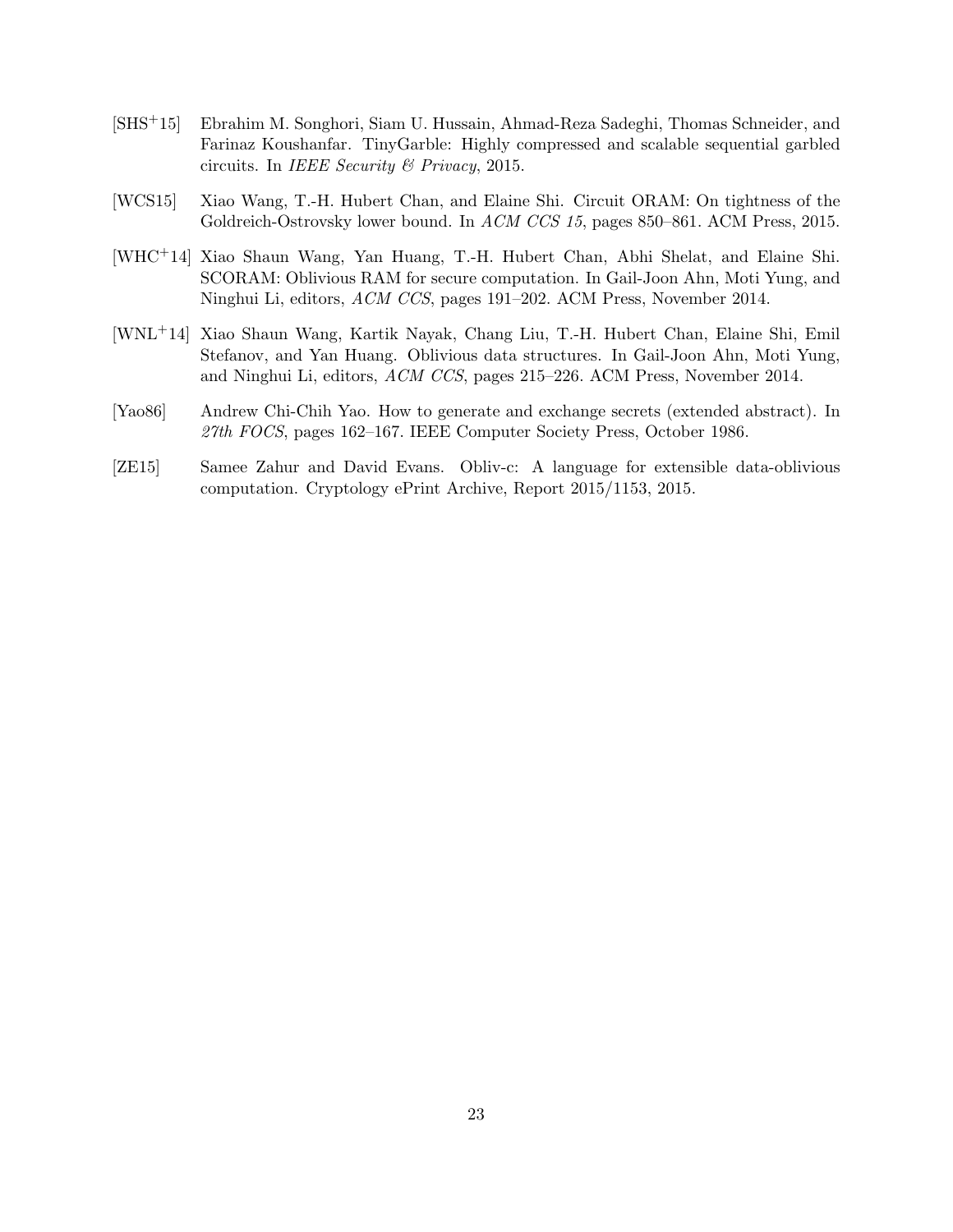[SHS$^+$15] Ebrahim M. Songhori, Siam U. Hussain, Ahmad-Reza Sadeghi, Thomas Schneider, and Farinaz Koushanfar. TinyGarble: Highly compressed and scalable sequential garbled circuits. In *IEEE Security & Privacy*, 2015.

[WCS15] Xiao Wang, T.-H. Hubert Chan, and Elaine Shi. Circuit ORAM: On tightness of the Goldreich-Ostrovsky lower bound. In *ACM CCS 15*, pages 850–861. ACM Press, 2015.

[WHC$^+$14] Xiao Shaun Wang, Yan Huang, T.-H. Hubert Chan, Abhi Shelat, and Elaine Shi. SCORAM: Oblivious RAM for secure computation. In Gail-Joon Ahn, Moti Yung, and Ninghui Li, editors, *ACM CCS*, pages 191–202. ACM Press, November 2014.

[WNL$^+$14] Xiao Shaun Wang, Kartik Nayak, Chang Liu, T.-H. Hubert Chan, Elaine Shi, Emil Stefanov, and Yan Huang. Oblivious data structures. In Gail-Joon Ahn, Moti Yung, and Ninghui Li, editors, *ACM CCS*, pages 215–226. ACM Press, November 2014.

[Yao86] Andrew Chi-Chih Yao. How to generate and exchange secrets (extended abstract). In *27th FOCS*, pages 162–167. IEEE Computer Society Press, October 1986.

[ZE15] Samee Zahur and David Evans. Obliv-c: A language for extensible data-oblivious computation. Cryptology ePrint Archive, Report 2015/1153, 2015.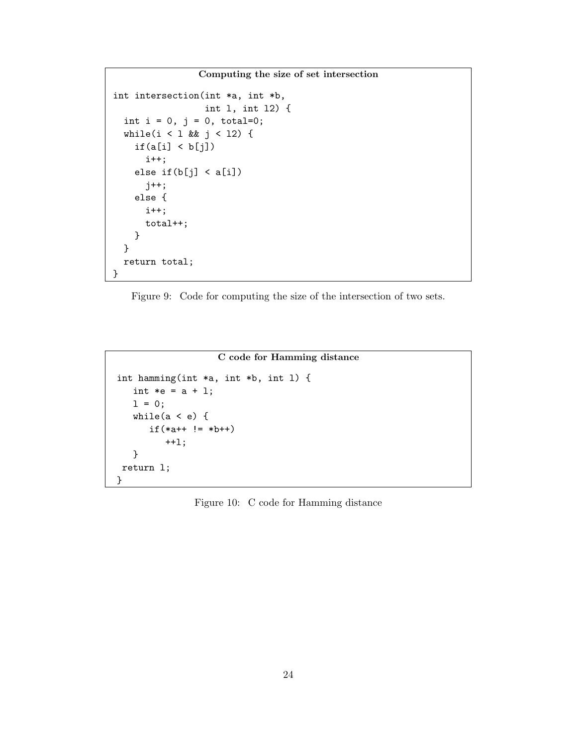**Computing the size of set intersection**

```
int intersection(int *a, int *b,
                 int l, int l2) {
  int i = 0, j = 0, total=0;
  while(i < l && j < l2) {
    if(a[i] < b[j])
      i++;
    else if(b[j] < a[i])
      j++;
    else {
      i++;
      total++;
    }
  }
  return total;
}
```

Figure 9: Code for computing the size of the intersection of two sets.

**C code for Hamming distance**

```
int hamming(int *a, int *b, int l) {
   int *e = a + l;
   l = 0;
   while(a < e) {
      if(*a++ != *b++)
         ++l;
   }
  return l;
}
```

Figure 10: C code for Hamming distance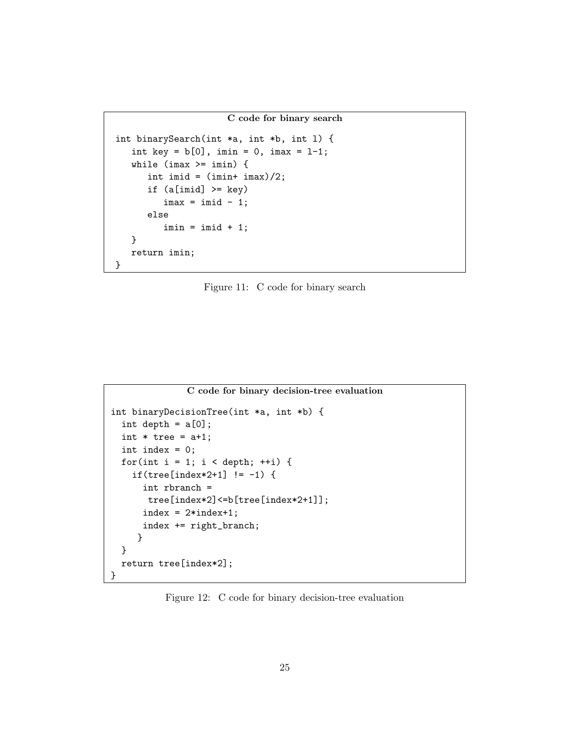**C code for binary search**

```
int binarySearch(int *a, int *b, int l) {
   int key = b[0], imin = 0, imax = l-1;
   while (imax >= imin) {
      int imid = (imin+ imax)/2;
      if (a[imid] >= key)
         imax = imid - 1;
      else
         imin = imid + 1;
   }
   return imin;
}
```

Figure 11: C code for binary search

**C code for binary decision-tree evaluation**

```
int binaryDecisionTree(int *a, int *b) {
  int depth = a[0];
  int * tree = a+1;
  int index = 0;
  for(int i = 1; i < depth; ++i) {
    if(tree[index*2+1] != -1) {
      int rbranch =
       tree[index*2]<=b[tree[index*2+1]];
      index = 2*index+1;
      index += right_branch;
     }
  }
  return tree[index*2];
}
```

Figure 12: C code for binary decision-tree evaluation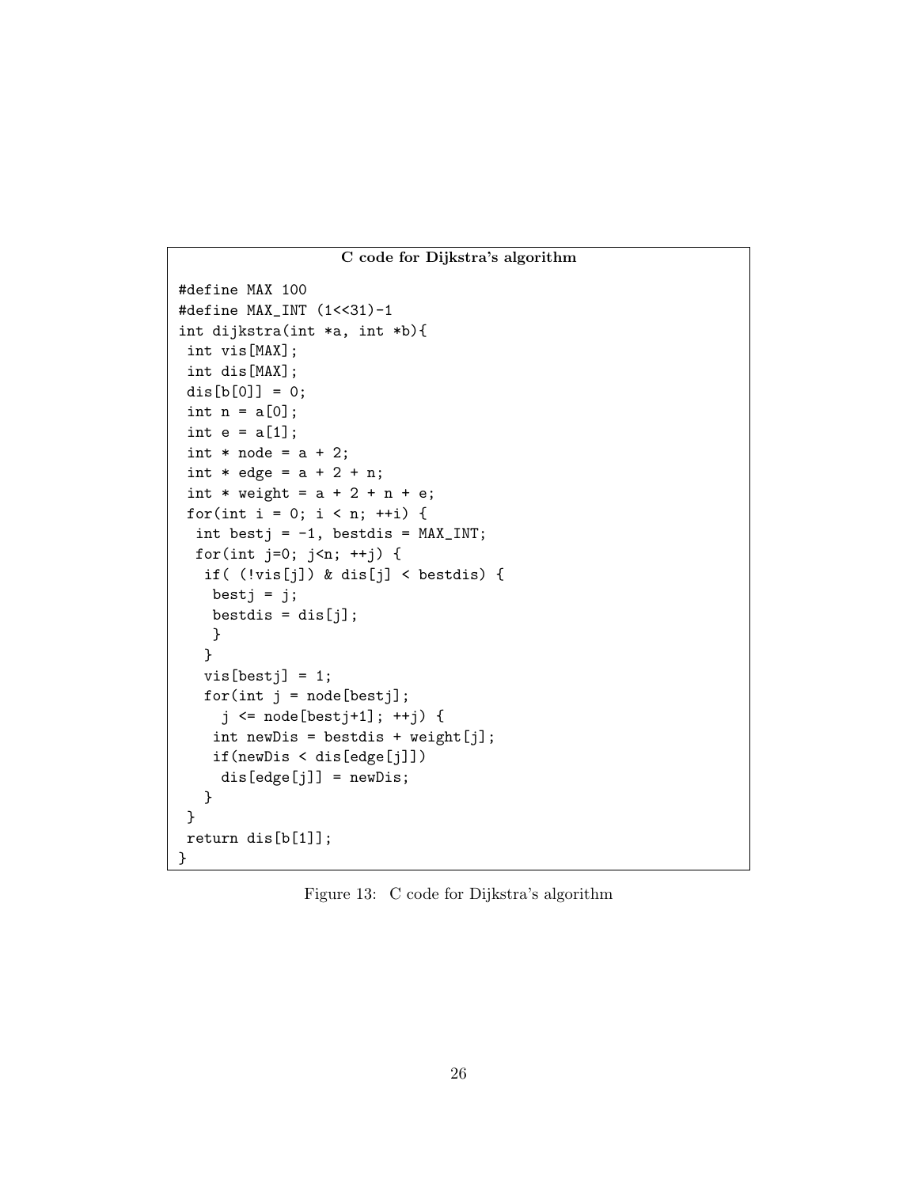**C code for Dijkstra's algorithm**

```
#define MAX 100
#define MAX_INT (1<<31)-1
int dijkstra(int *a, int *b){
 int vis[MAX];
 int dis[MAX];
 dis[b[0]] = 0;
 int n = a[0];
 int e = a[1];
 int * node = a + 2;
 int * edge = a + 2 + n;
 int * weight = a + 2 + n + e;
 for(int i = 0; i < n; ++i) {
  int bestj = -1, bestdis = MAX_INT;
  for(int j=0; j<n; ++j) {
   if( (!vis[j]) & dis[j] < bestdis) {
    bestj = j;
    bestdis = dis[j];
    }
   }
   vis[bestj] = 1;
   for(int j = node[bestj];
     j <= node[bestj+1]; ++j) {
    int newDis = bestdis + weight[j];
    if(newDis < dis[edge[j]])
     dis[edge[j]] = newDis;
   }
 }
 return dis[b[1]];
}
```

Figure 13: C code for Dijkstra's algorithm